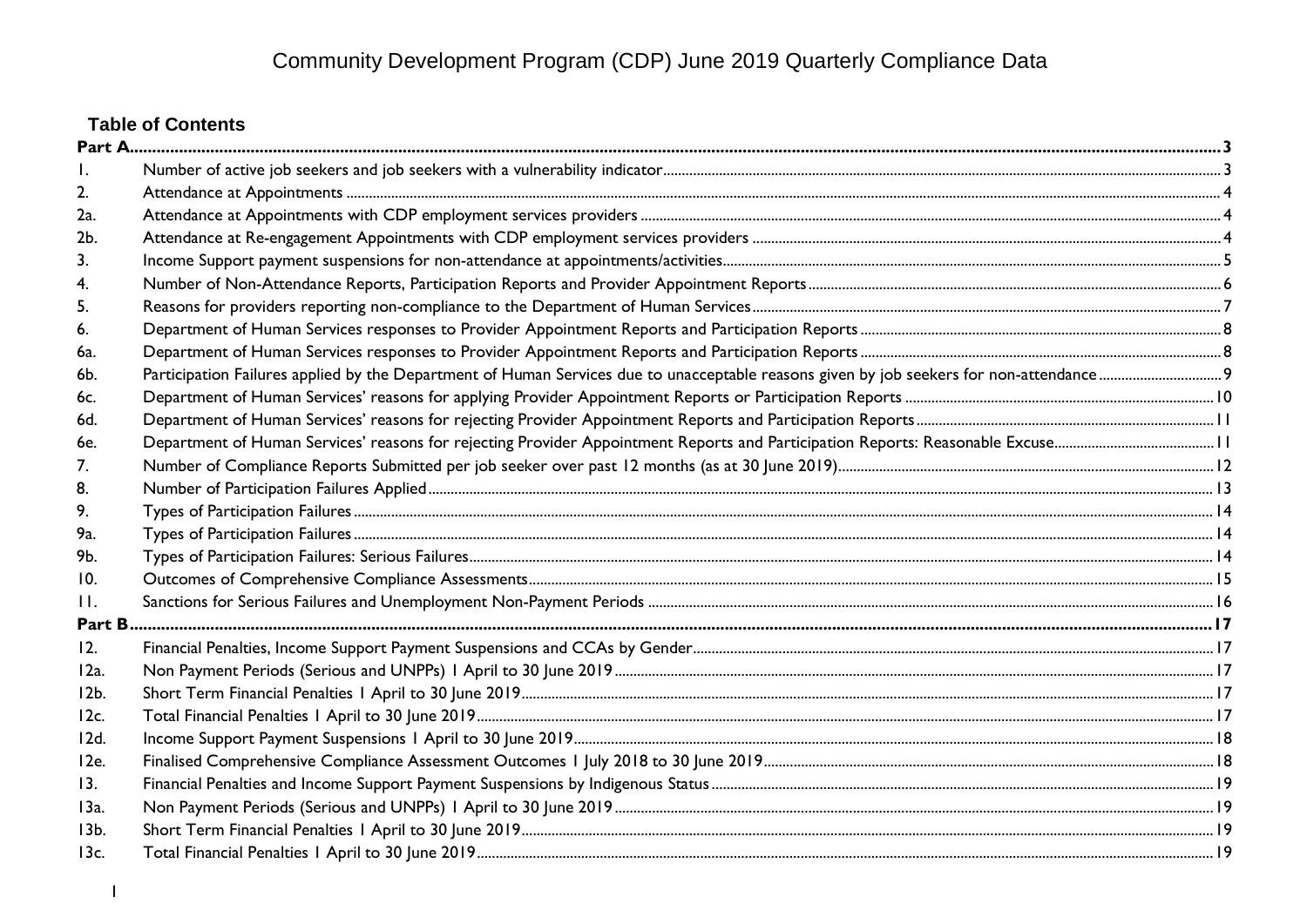# Community Development Program (CDP) June 2019 Quarterly Compliance Data

## Table of Contents

| | | |
|---|---|---|
| **Part A** | | **3** |
| 1. | Number of active job seekers and job seekers with a vulnerability indicator | 3 |
| 2. | Attendance at Appointments | 4 |
| 2a. | Attendance at Appointments with CDP employment services providers | 4 |
| 2b. | Attendance at Re-engagement Appointments with CDP employment services providers | 4 |
| 3. | Income Support payment suspensions for non-attendance at appointments/activities | 5 |
| 4. | Number of Non-Attendance Reports, Participation Reports and Provider Appointment Reports | 6 |
| 5. | Reasons for providers reporting non-compliance to the Department of Human Services | 7 |
| 6. | Department of Human Services responses to Provider Appointment Reports and Participation Reports | 8 |
| 6a. | Department of Human Services responses to Provider Appointment Reports and Participation Reports | 8 |
| 6b. | Participation Failures applied by the Department of Human Services due to unacceptable reasons given by job seekers for non-attendance | 9 |
| 6c. | Department of Human Services' reasons for applying Provider Appointment Reports or Participation Reports | 10 |
| 6d. | Department of Human Services' reasons for rejecting Provider Appointment Reports and Participation Reports | 11 |
| 6e. | Department of Human Services' reasons for rejecting Provider Appointment Reports and Participation Reports: Reasonable Excuse | 11 |
| 7. | Number of Compliance Reports Submitted per job seeker over past 12 months (as at 30 June 2019) | 12 |
| 8. | Number of Participation Failures Applied | 13 |
| 9. | Types of Participation Failures | 14 |
| 9a. | Types of Participation Failures | 14 |
| 9b. | Types of Participation Failures: Serious Failures | 14 |
| 10. | Outcomes of Comprehensive Compliance Assessments | 15 |
| 11. | Sanctions for Serious Failures and Unemployment Non-Payment Periods | 16 |
| **Part B** | | **17** |
| 12. | Financial Penalties, Income Support Payment Suspensions and CCAs by Gender | 17 |
| 12a. | Non Payment Periods (Serious and UNPPs) 1 April to 30 June 2019 | 17 |
| 12b. | Short Term Financial Penalties 1 April to 30 June 2019 | 17 |
| 12c. | Total Financial Penalties 1 April to 30 June 2019 | 17 |
| 12d. | Income Support Payment Suspensions 1 April to 30 June 2019 | 18 |
| 12e. | Finalised Comprehensive Compliance Assessment Outcomes 1 July 2018 to 30 June 2019 | 18 |
| 13. | Financial Penalties and Income Support Payment Suspensions by Indigenous Status | 19 |
| 13a. | Non Payment Periods (Serious and UNPPs) 1 April to 30 June 2019 | 19 |
| 13b. | Short Term Financial Penalties 1 April to 30 June 2019 | 19 |
| 13c. | Total Financial Penalties 1 April to 30 June 2019 | 19 |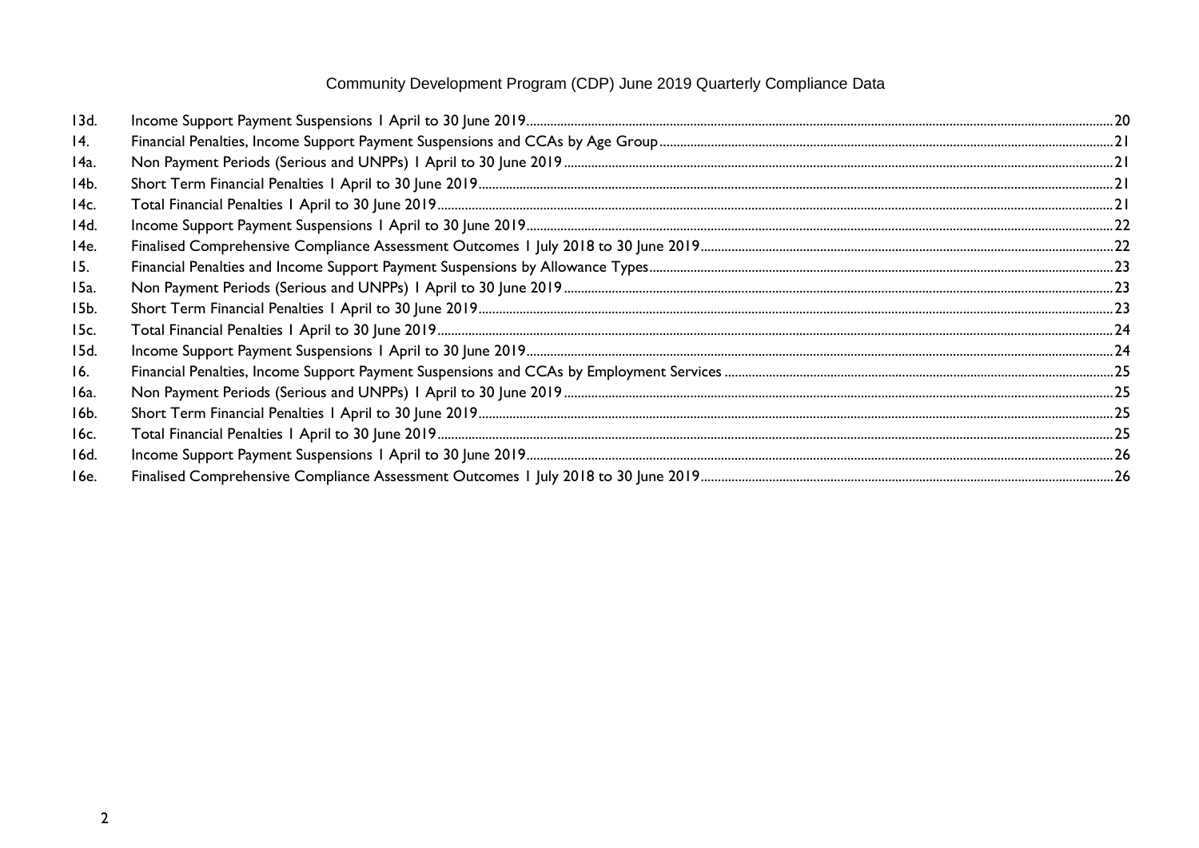| | | |
|---|---|---|
| 13d. | Income Support Payment Suspensions 1 April to 30 June 2019 | 20 |
| 14. | Financial Penalties, Income Support Payment Suspensions and CCAs by Age Group | 21 |
| 14a. | Non Payment Periods (Serious and UNPPs) 1 April to 30 June 2019 | 21 |
| 14b. | Short Term Financial Penalties 1 April to 30 June 2019 | 21 |
| 14c. | Total Financial Penalties 1 April to 30 June 2019 | 21 |
| 14d. | Income Support Payment Suspensions 1 April to 30 June 2019 | 22 |
| 14e. | Finalised Comprehensive Compliance Assessment Outcomes 1 July 2018 to 30 June 2019 | 22 |
| 15. | Financial Penalties and Income Support Payment Suspensions by Allowance Types | 23 |
| 15a. | Non Payment Periods (Serious and UNPPs) 1 April to 30 June 2019 | 23 |
| 15b. | Short Term Financial Penalties 1 April to 30 June 2019 | 23 |
| 15c. | Total Financial Penalties 1 April to 30 June 2019 | 24 |
| 15d. | Income Support Payment Suspensions 1 April to 30 June 2019 | 24 |
| 16. | Financial Penalties, Income Support Payment Suspensions and CCAs by Employment Services | 25 |
| 16a. | Non Payment Periods (Serious and UNPPs) 1 April to 30 June 2019 | 25 |
| 16b. | Short Term Financial Penalties 1 April to 30 June 2019 | 25 |
| 16c. | Total Financial Penalties 1 April to 30 June 2019 | 25 |
| 16d. | Income Support Payment Suspensions 1 April to 30 June 2019 | 26 |
| 16e. | Finalised Comprehensive Compliance Assessment Outcomes 1 July 2018 to 30 June 2019 | 26 |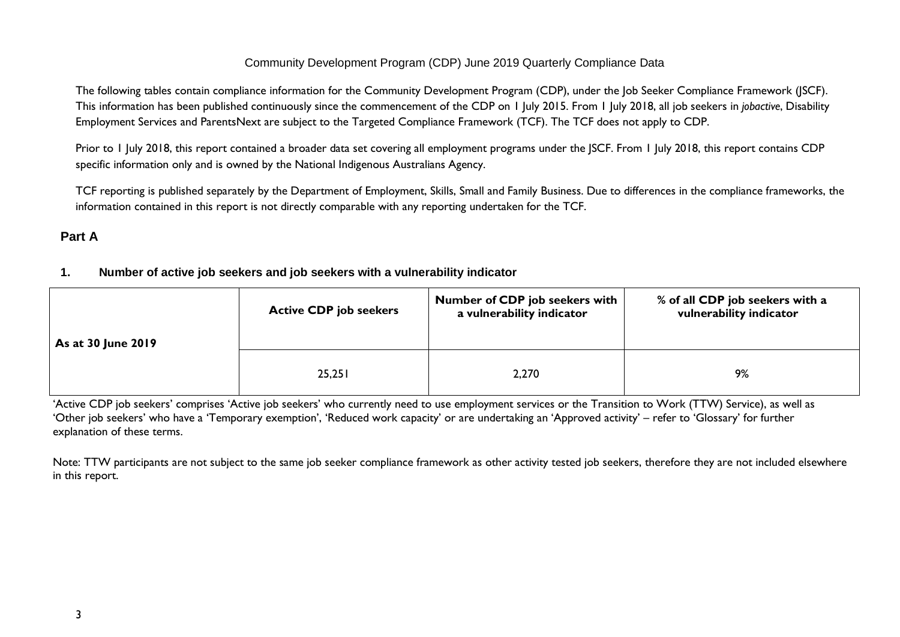Community Development Program (CDP) June 2019 Quarterly Compliance Data

The following tables contain compliance information for the Community Development Program (CDP), under the Job Seeker Compliance Framework (JSCF). This information has been published continuously since the commencement of the CDP on 1 July 2015. From 1 July 2018, all job seekers in *jobactive*, Disability Employment Services and ParentsNext are subject to the Targeted Compliance Framework (TCF). The TCF does not apply to CDP.

Prior to 1 July 2018, this report contained a broader data set covering all employment programs under the JSCF. From 1 July 2018, this report contains CDP specific information only and is owned by the National Indigenous Australians Agency.

TCF reporting is published separately by the Department of Employment, Skills, Small and Family Business. Due to differences in the compliance frameworks, the information contained in this report is not directly comparable with any reporting undertaken for the TCF.

## Part A

### 1. Number of active job seekers and job seekers with a vulnerability indicator

| As at 30 June 2019 | Active CDP job seekers | Number of CDP job seekers with a vulnerability indicator | % of all CDP job seekers with a vulnerability indicator |
|---|---|---|---|
| | 25,251 | 2,270 | 9% |

'Active CDP job seekers' comprises 'Active job seekers' who currently need to use employment services or the Transition to Work (TTW) Service), as well as 'Other job seekers' who have a 'Temporary exemption', 'Reduced work capacity' or are undertaking an 'Approved activity' – refer to 'Glossary' for further explanation of these terms.

Note: TTW participants are not subject to the same job seeker compliance framework as other activity tested job seekers, therefore they are not included elsewhere in this report.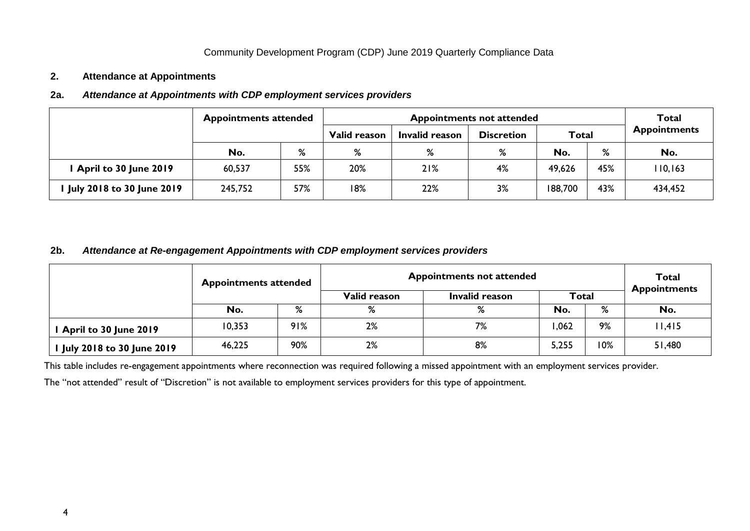Community Development Program (CDP) June 2019 Quarterly Compliance Data

## 2. Attendance at Appointments

### 2a. *Attendance at Appointments with CDP employment services providers*

| | Appointments attended | | Appointments not attended | | | | | Total Appointments |
|---|---|---|---|---|---|---|---|---|
| | | | Valid reason | Invalid reason | Discretion | Total | | |
| | No. | % | % | % | % | No. | % | No. |
| **1 April to 30 June 2019** | 60,537 | 55% | 20% | 21% | 4% | 49,626 | 45% | 110,163 |
| **1 July 2018 to 30 June 2019** | 245,752 | 57% | 18% | 22% | 3% | 188,700 | 43% | 434,452 |

### 2b. *Attendance at Re-engagement Appointments with CDP employment services providers*

| | Appointments attended | | Appointments not attended | | | | Total Appointments |
|---|---|---|---|---|---|---|---|
| | | | Valid reason | Invalid reason | Total | | |
| | No. | % | % | % | No. | % | No. |
| **1 April to 30 June 2019** | 10,353 | 91% | 2% | 7% | 1,062 | 9% | 11,415 |
| **1 July 2018 to 30 June 2019** | 46,225 | 90% | 2% | 8% | 5,255 | 10% | 51,480 |

This table includes re-engagement appointments where reconnection was required following a missed appointment with an employment services provider.

The "not attended" result of "Discretion" is not available to employment services providers for this type of appointment.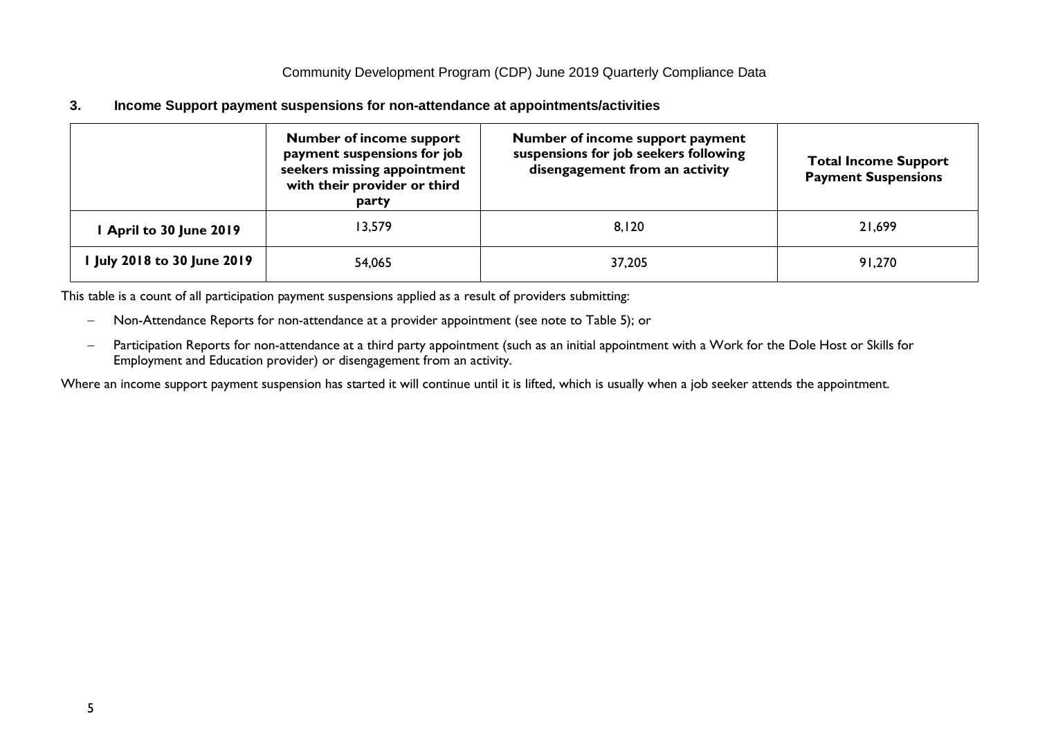## 3. Income Support payment suspensions for non-attendance at appointments/activities

| | Number of income support payment suspensions for job seekers missing appointment with their provider or third party | Number of income support payment suspensions for job seekers following disengagement from an activity | Total Income Support Payment Suspensions |
|---|---|---|---|
| **1 April to 30 June 2019** | 13,579 | 8,120 | 21,699 |
| **1 July 2018 to 30 June 2019** | 54,065 | 37,205 | 91,270 |

This table is a count of all participation payment suspensions applied as a result of providers submitting:

- Non-Attendance Reports for non-attendance at a provider appointment (see note to Table 5); or
- Participation Reports for non-attendance at a third party appointment (such as an initial appointment with a Work for the Dole Host or Skills for Employment and Education provider) or disengagement from an activity.

Where an income support payment suspension has started it will continue until it is lifted, which is usually when a job seeker attends the appointment.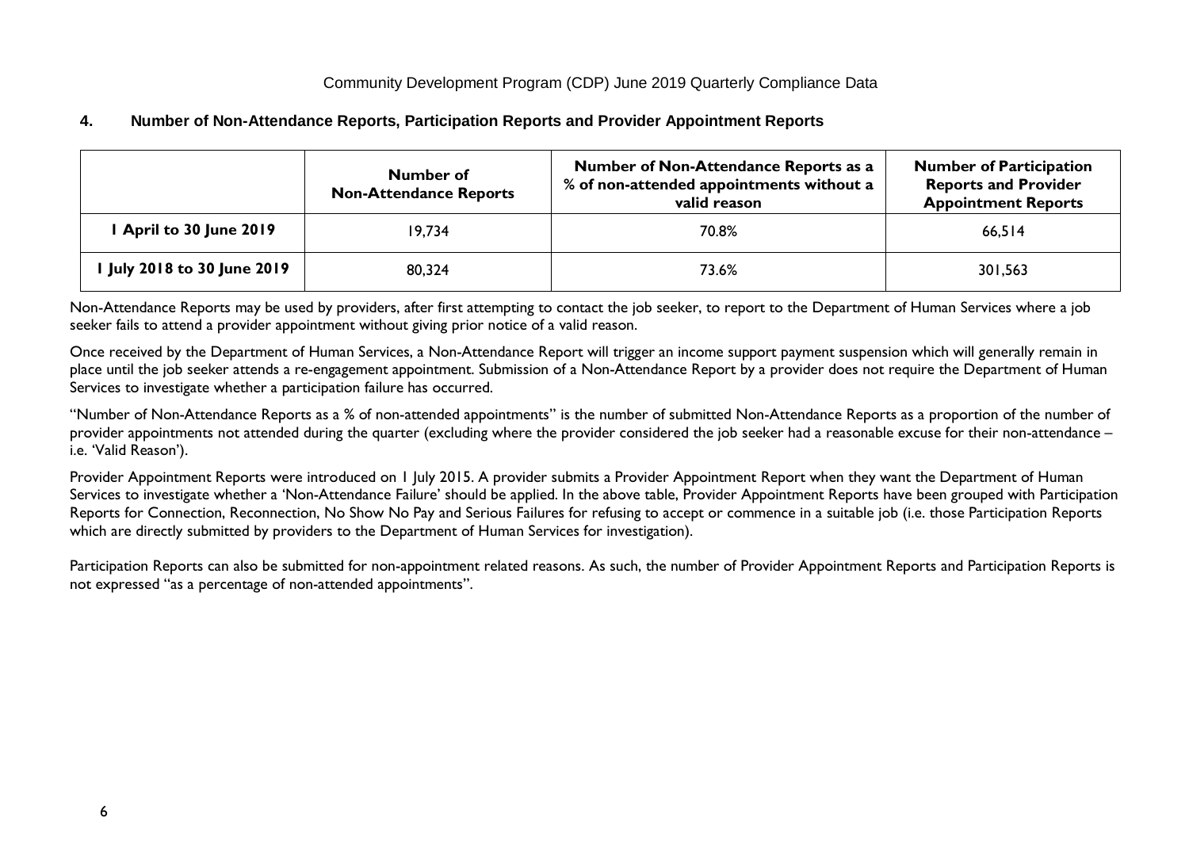## 4. Number of Non-Attendance Reports, Participation Reports and Provider Appointment Reports

| | Number of Non-Attendance Reports | Number of Non-Attendance Reports as a % of non-attended appointments without a valid reason | Number of Participation Reports and Provider Appointment Reports |
|---|---|---|---|
| 1 April to 30 June 2019 | 19,734 | 70.8% | 66,514 |
| 1 July 2018 to 30 June 2019 | 80,324 | 73.6% | 301,563 |

Non-Attendance Reports may be used by providers, after first attempting to contact the job seeker, to report to the Department of Human Services where a job seeker fails to attend a provider appointment without giving prior notice of a valid reason.

Once received by the Department of Human Services, a Non-Attendance Report will trigger an income support payment suspension which will generally remain in place until the job seeker attends a re-engagement appointment. Submission of a Non-Attendance Report by a provider does not require the Department of Human Services to investigate whether a participation failure has occurred.

"Number of Non-Attendance Reports as a % of non-attended appointments" is the number of submitted Non-Attendance Reports as a proportion of the number of provider appointments not attended during the quarter (excluding where the provider considered the job seeker had a reasonable excuse for their non-attendance – i.e. 'Valid Reason').

Provider Appointment Reports were introduced on 1 July 2015. A provider submits a Provider Appointment Report when they want the Department of Human Services to investigate whether a 'Non-Attendance Failure' should be applied. In the above table, Provider Appointment Reports have been grouped with Participation Reports for Connection, Reconnection, No Show No Pay and Serious Failures for refusing to accept or commence in a suitable job (i.e. those Participation Reports which are directly submitted by providers to the Department of Human Services for investigation).

Participation Reports can also be submitted for non-appointment related reasons. As such, the number of Provider Appointment Reports and Participation Reports is not expressed "as a percentage of non-attended appointments".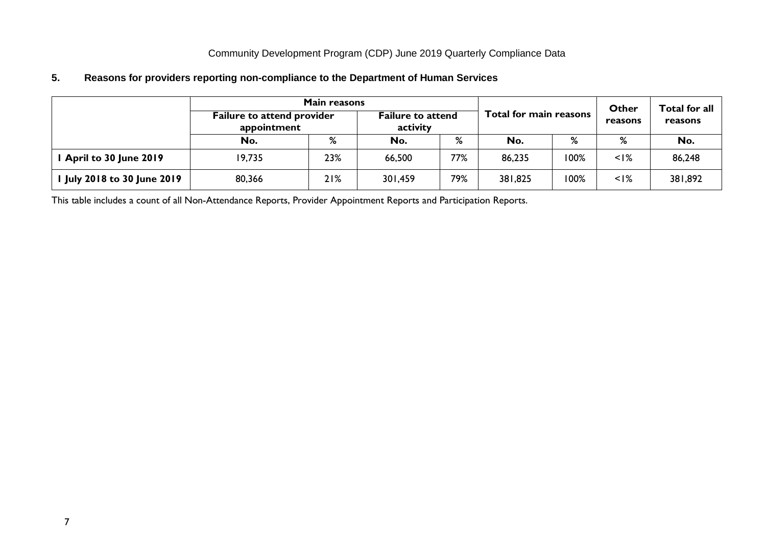Community Development Program (CDP) June 2019 Quarterly Compliance Data

### 5. Reasons for providers reporting non-compliance to the Department of Human Services

| | Main reasons | | | | Total for main reasons | | Other reasons | Total for all reasons |
|---|---|---|---|---|---|---|---|---|
| | Failure to attend provider appointment | | Failure to attend activity | | | | | |
| | No. | % | No. | % | No. | % | % | No. |
| **1 April to 30 June 2019** | 19,735 | 23% | 66,500 | 77% | 86,235 | 100% | <1% | 86,248 |
| **1 July 2018 to 30 June 2019** | 80,366 | 21% | 301,459 | 79% | 381,825 | 100% | <1% | 381,892 |

This table includes a count of all Non-Attendance Reports, Provider Appointment Reports and Participation Reports.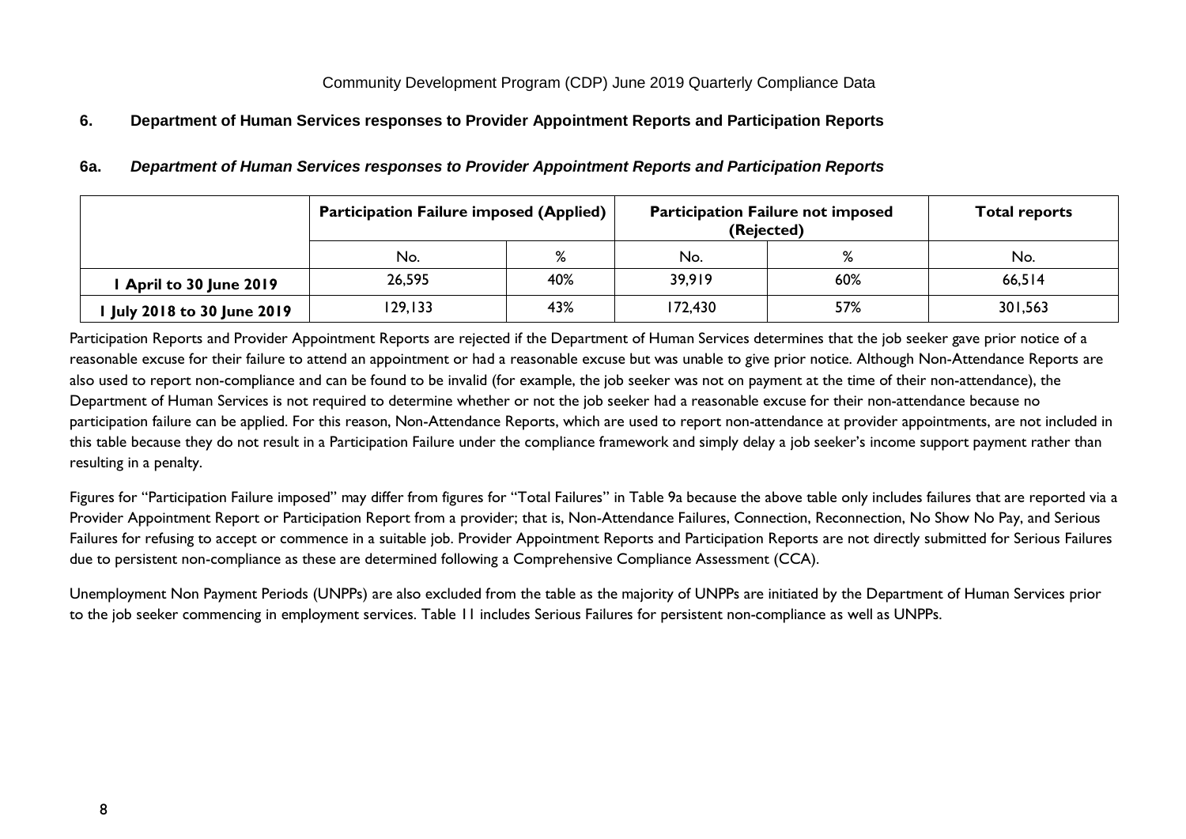## 6. Department of Human Services responses to Provider Appointment Reports and Participation Reports

### 6a. *Department of Human Services responses to Provider Appointment Reports and Participation Reports*

| | Participation Failure imposed (Applied) | | Participation Failure not imposed (Rejected) | | Total reports |
|---|---|---|---|---|---|
| | No. | % | No. | % | No. |
| **1 April to 30 June 2019** | 26,595 | 40% | 39,919 | 60% | 66,514 |
| **1 July 2018 to 30 June 2019** | 129,133 | 43% | 172,430 | 57% | 301,563 |

Participation Reports and Provider Appointment Reports are rejected if the Department of Human Services determines that the job seeker gave prior notice of a reasonable excuse for their failure to attend an appointment or had a reasonable excuse but was unable to give prior notice. Although Non-Attendance Reports are also used to report non-compliance and can be found to be invalid (for example, the job seeker was not on payment at the time of their non-attendance), the Department of Human Services is not required to determine whether or not the job seeker had a reasonable excuse for their non-attendance because no participation failure can be applied. For this reason, Non-Attendance Reports, which are used to report non-attendance at provider appointments, are not included in this table because they do not result in a Participation Failure under the compliance framework and simply delay a job seeker's income support payment rather than resulting in a penalty.

Figures for "Participation Failure imposed" may differ from figures for "Total Failures" in Table 9a because the above table only includes failures that are reported via a Provider Appointment Report or Participation Report from a provider; that is, Non-Attendance Failures, Connection, Reconnection, No Show No Pay, and Serious Failures for refusing to accept or commence in a suitable job. Provider Appointment Reports and Participation Reports are not directly submitted for Serious Failures due to persistent non-compliance as these are determined following a Comprehensive Compliance Assessment (CCA).

Unemployment Non Payment Periods (UNPPs) are also excluded from the table as the majority of UNPPs are initiated by the Department of Human Services prior to the job seeker commencing in employment services. Table 11 includes Serious Failures for persistent non-compliance as well as UNPPs.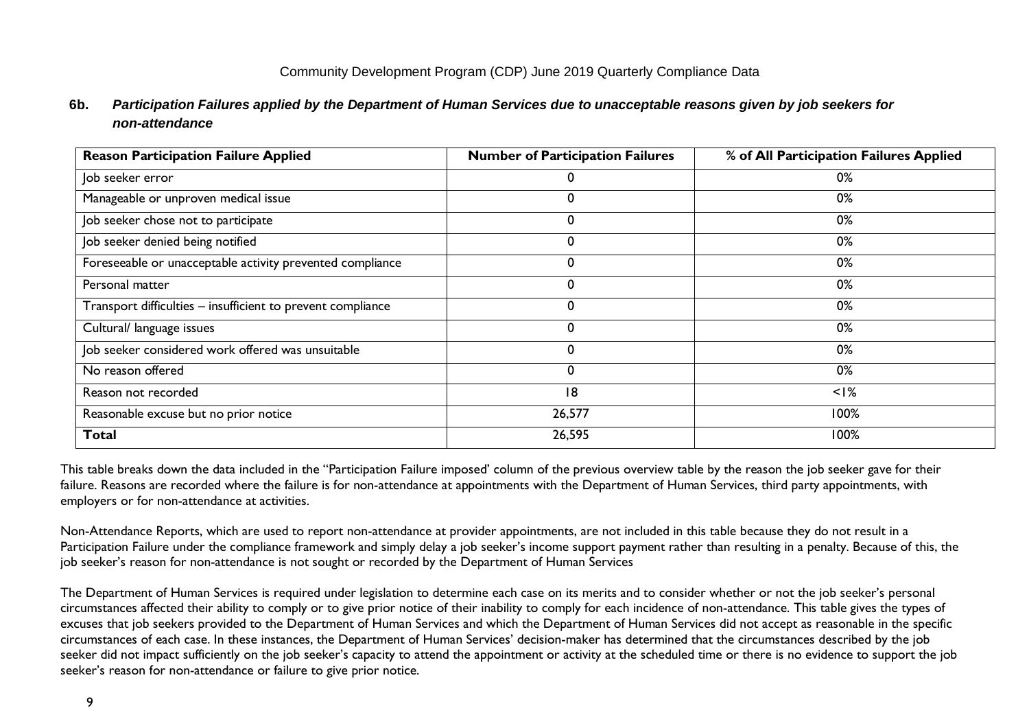Community Development Program (CDP) June 2019 Quarterly Compliance Data

### 6b. *Participation Failures applied by the Department of Human Services due to unacceptable reasons given by job seekers for non-attendance*

| Reason Participation Failure Applied | Number of Participation Failures | % of All Participation Failures Applied |
|---|---|---|
| Job seeker error | 0 | 0% |
| Manageable or unproven medical issue | 0 | 0% |
| Job seeker chose not to participate | 0 | 0% |
| Job seeker denied being notified | 0 | 0% |
| Foreseeable or unacceptable activity prevented compliance | 0 | 0% |
| Personal matter | 0 | 0% |
| Transport difficulties – insufficient to prevent compliance | 0 | 0% |
| Cultural/ language issues | 0 | 0% |
| Job seeker considered work offered was unsuitable | 0 | 0% |
| No reason offered | 0 | 0% |
| Reason not recorded | 18 | <1% |
| Reasonable excuse but no prior notice | 26,577 | 100% |
| **Total** | 26,595 | 100% |

This table breaks down the data included in the "Participation Failure imposed' column of the previous overview table by the reason the job seeker gave for their failure. Reasons are recorded where the failure is for non-attendance at appointments with the Department of Human Services, third party appointments, with employers or for non-attendance at activities.

Non-Attendance Reports, which are used to report non-attendance at provider appointments, are not included in this table because they do not result in a Participation Failure under the compliance framework and simply delay a job seeker's income support payment rather than resulting in a penalty. Because of this, the job seeker's reason for non-attendance is not sought or recorded by the Department of Human Services

The Department of Human Services is required under legislation to determine each case on its merits and to consider whether or not the job seeker's personal circumstances affected their ability to comply or to give prior notice of their inability to comply for each incidence of non-attendance. This table gives the types of excuses that job seekers provided to the Department of Human Services and which the Department of Human Services did not accept as reasonable in the specific circumstances of each case. In these instances, the Department of Human Services' decision-maker has determined that the circumstances described by the job seeker did not impact sufficiently on the job seeker's capacity to attend the appointment or activity at the scheduled time or there is no evidence to support the job seeker's reason for non-attendance or failure to give prior notice.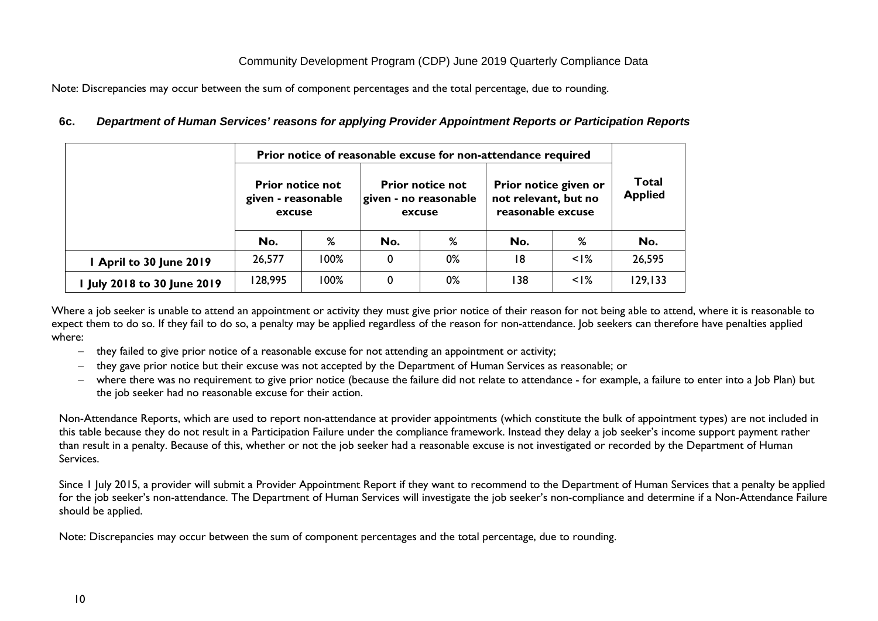Note: Discrepancies may occur between the sum of component percentages and the total percentage, due to rounding.

### 6c. *Department of Human Services' reasons for applying Provider Appointment Reports or Participation Reports*

| | Prior notice of reasonable excuse for non-attendance required | | | | | | Total Applied |
|---|---|---|---|---|---|---|---|
| | Prior notice not given - reasonable excuse | | Prior notice not given - no reasonable excuse | | Prior notice given or not relevant, but no reasonable excuse | | |
| | No. | % | No. | % | No. | % | No. |
| **1 April to 30 June 2019** | 26,577 | 100% | 0 | 0% | 18 | <1% | 26,595 |
| **1 July 2018 to 30 June 2019** | 128,995 | 100% | 0 | 0% | 138 | <1% | 129,133 |

Where a job seeker is unable to attend an appointment or activity they must give prior notice of their reason for not being able to attend, where it is reasonable to expect them to do so. If they fail to do so, a penalty may be applied regardless of the reason for non-attendance. Job seekers can therefore have penalties applied where:

- they failed to give prior notice of a reasonable excuse for not attending an appointment or activity;
- they gave prior notice but their excuse was not accepted by the Department of Human Services as reasonable; or
- where there was no requirement to give prior notice (because the failure did not relate to attendance - for example, a failure to enter into a Job Plan) but the job seeker had no reasonable excuse for their action.

Non-Attendance Reports, which are used to report non-attendance at provider appointments (which constitute the bulk of appointment types) are not included in this table because they do not result in a Participation Failure under the compliance framework. Instead they delay a job seeker's income support payment rather than result in a penalty. Because of this, whether or not the job seeker had a reasonable excuse is not investigated or recorded by the Department of Human Services.

Since 1 July 2015, a provider will submit a Provider Appointment Report if they want to recommend to the Department of Human Services that a penalty be applied for the job seeker's non-attendance. The Department of Human Services will investigate the job seeker's non-compliance and determine if a Non-Attendance Failure should be applied.

Note: Discrepancies may occur between the sum of component percentages and the total percentage, due to rounding.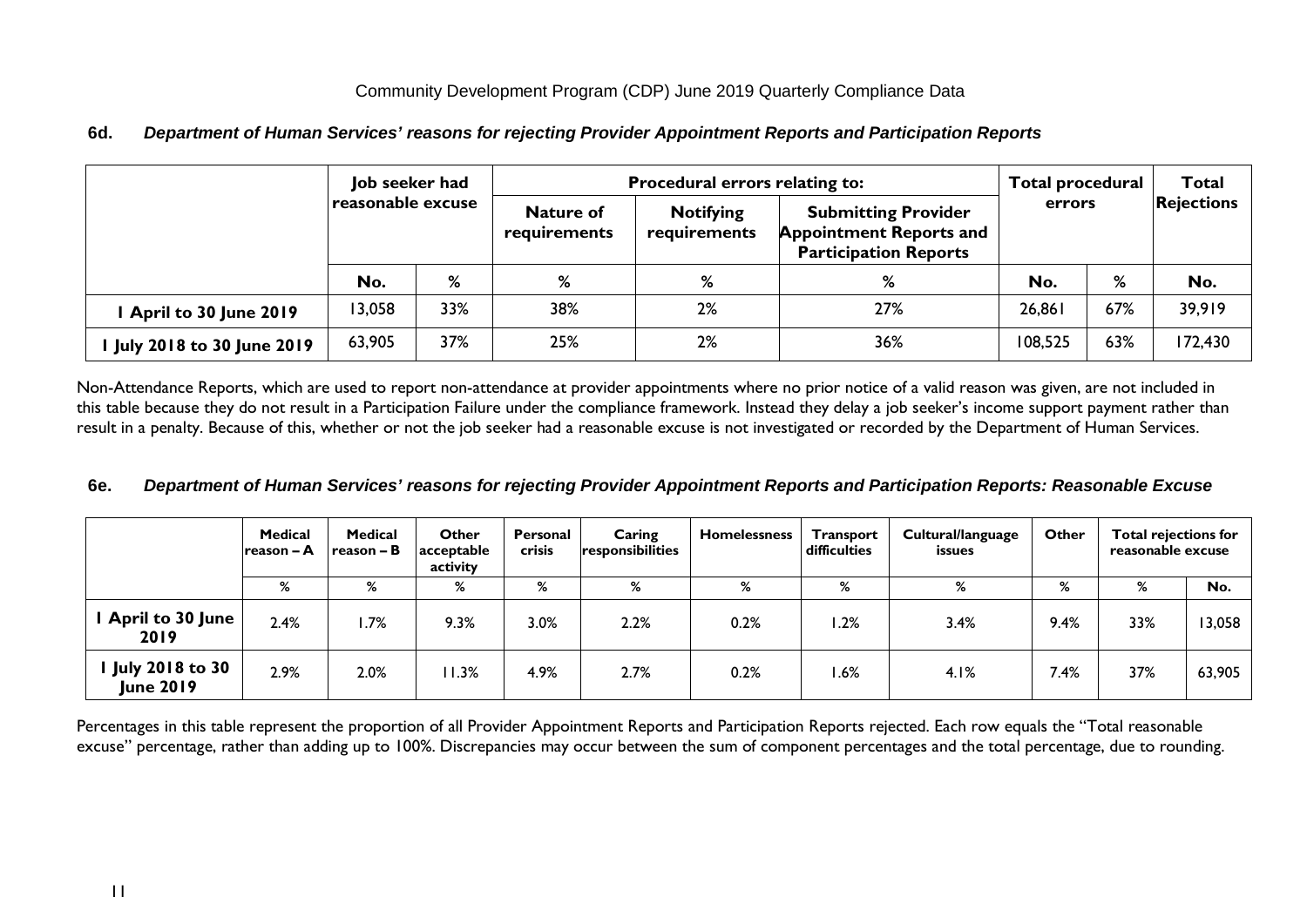Community Development Program (CDP) June 2019 Quarterly Compliance Data

### 6d. *Department of Human Services' reasons for rejecting Provider Appointment Reports and Participation Reports*

| | Job seeker had reasonable excuse | | Procedural errors relating to: | | | Total procedural errors | | Total Rejections |
|---|---|---|---|---|---|---|---|---|
| | | | Nature of requirements | Notifying requirements | Submitting Provider Appointment Reports and Participation Reports | | | |
| | No. | % | % | % | % | No. | % | No. |
| **1 April to 30 June 2019** | 13,058 | 33% | 38% | 2% | 27% | 26,861 | 67% | 39,919 |
| **1 July 2018 to 30 June 2019** | 63,905 | 37% | 25% | 2% | 36% | 108,525 | 63% | 172,430 |

Non-Attendance Reports, which are used to report non-attendance at provider appointments where no prior notice of a valid reason was given, are not included in this table because they do not result in a Participation Failure under the compliance framework. Instead they delay a job seeker's income support payment rather than result in a penalty. Because of this, whether or not the job seeker had a reasonable excuse is not investigated or recorded by the Department of Human Services.

### 6e. *Department of Human Services' reasons for rejecting Provider Appointment Reports and Participation Reports: Reasonable Excuse*

| | Medical reason – A | Medical reason – B | Other acceptable activity | Personal crisis | Caring responsibilities | Homelessness | Transport difficulties | Cultural/language issues | Other | Total rejections for reasonable excuse | |
|---|---|---|---|---|---|---|---|---|---|---|---|
| | % | % | % | % | % | % | % | % | % | % | No. |
| **1 April to 30 June 2019** | 2.4% | 1.7% | 9.3% | 3.0% | 2.2% | 0.2% | 1.2% | 3.4% | 9.4% | 33% | 13,058 |
| **1 July 2018 to 30 June 2019** | 2.9% | 2.0% | 11.3% | 4.9% | 2.7% | 0.2% | 1.6% | 4.1% | 7.4% | 37% | 63,905 |

Percentages in this table represent the proportion of all Provider Appointment Reports and Participation Reports rejected. Each row equals the "Total reasonable excuse" percentage, rather than adding up to 100%. Discrepancies may occur between the sum of component percentages and the total percentage, due to rounding.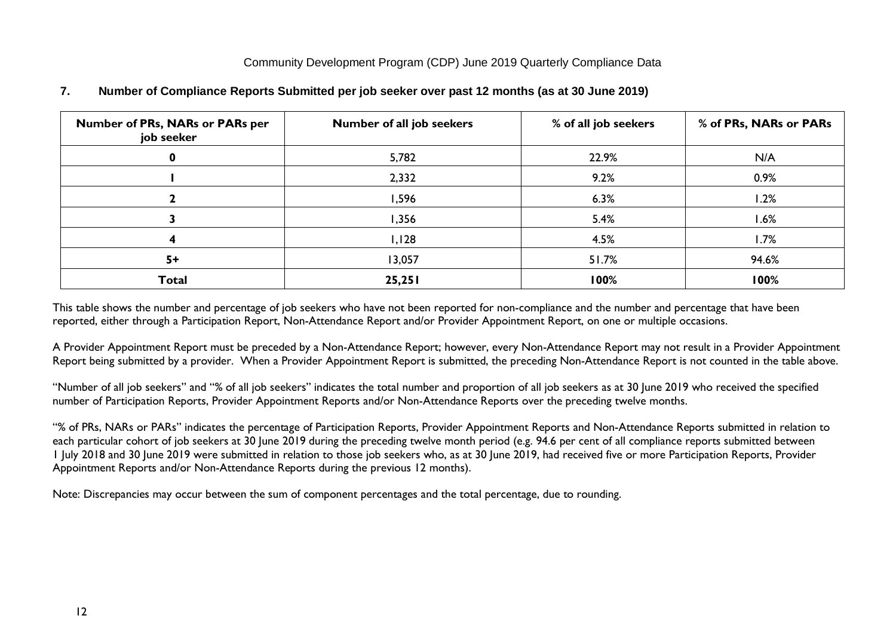## 7. Number of Compliance Reports Submitted per job seeker over past 12 months (as at 30 June 2019)

| Number of PRs, NARs or PARs per job seeker | Number of all job seekers | % of all job seekers | % of PRs, NARs or PARs |
|---|---|---|---|
| **0** | 5,782 | 22.9% | N/A |
| **1** | 2,332 | 9.2% | 0.9% |
| **2** | 1,596 | 6.3% | 1.2% |
| **3** | 1,356 | 5.4% | 1.6% |
| **4** | 1,128 | 4.5% | 1.7% |
| **5+** | 13,057 | 51.7% | 94.6% |
| **Total** | **25,251** | **100%** | **100%** |

This table shows the number and percentage of job seekers who have not been reported for non-compliance and the number and percentage that have been reported, either through a Participation Report, Non-Attendance Report and/or Provider Appointment Report, on one or multiple occasions.

A Provider Appointment Report must be preceded by a Non-Attendance Report; however, every Non-Attendance Report may not result in a Provider Appointment Report being submitted by a provider. When a Provider Appointment Report is submitted, the preceding Non-Attendance Report is not counted in the table above.

"Number of all job seekers" and "% of all job seekers" indicates the total number and proportion of all job seekers as at 30 June 2019 who received the specified number of Participation Reports, Provider Appointment Reports and/or Non-Attendance Reports over the preceding twelve months.

"% of PRs, NARs or PARs" indicates the percentage of Participation Reports, Provider Appointment Reports and Non-Attendance Reports submitted in relation to each particular cohort of job seekers at 30 June 2019 during the preceding twelve month period (e.g. 94.6 per cent of all compliance reports submitted between 1 July 2018 and 30 June 2019 were submitted in relation to those job seekers who, as at 30 June 2019, had received five or more Participation Reports, Provider Appointment Reports and/or Non-Attendance Reports during the previous 12 months).

Note: Discrepancies may occur between the sum of component percentages and the total percentage, due to rounding.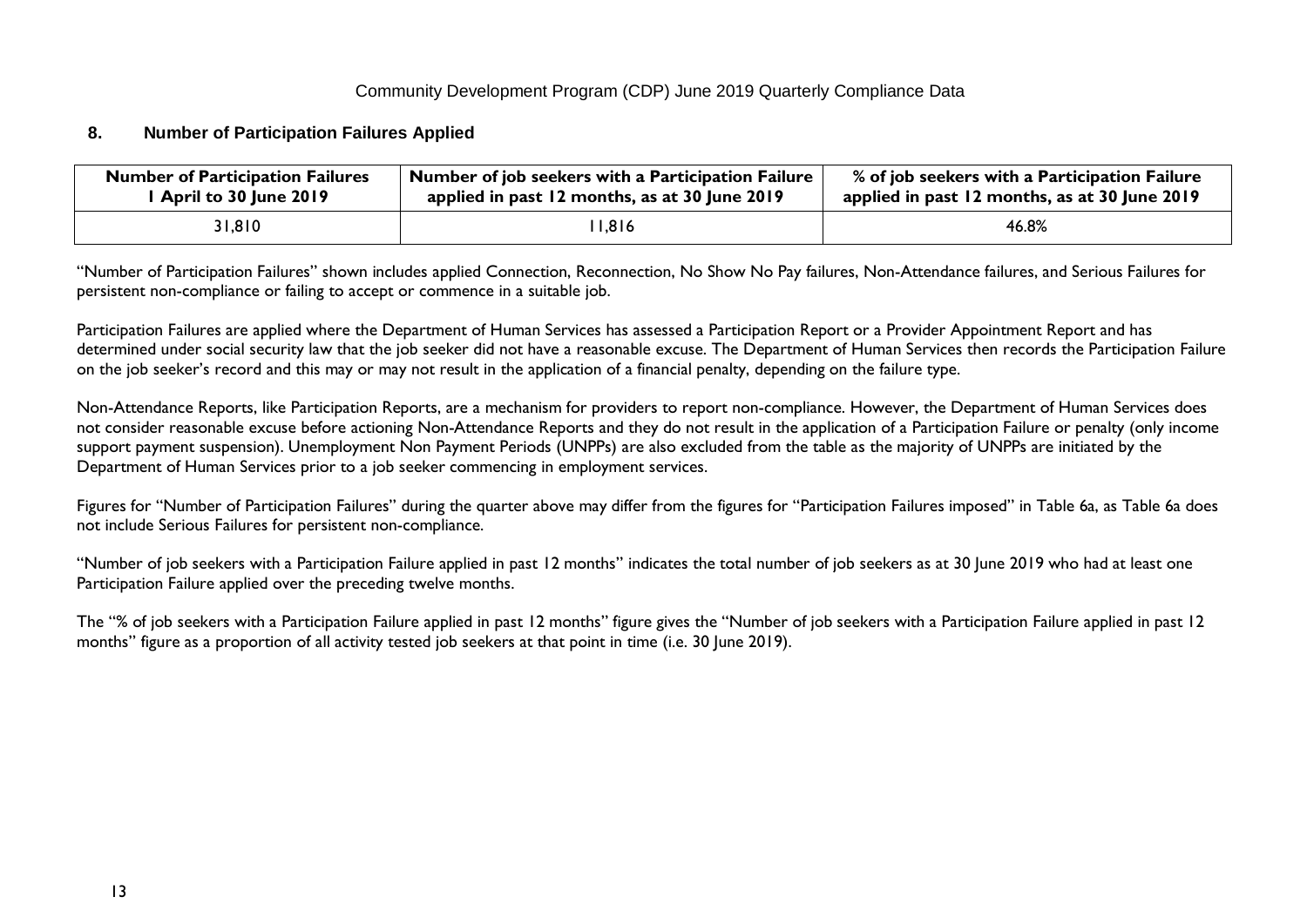## 8. Number of Participation Failures Applied

| Number of Participation Failures 1 April to 30 June 2019 | Number of job seekers with a Participation Failure applied in past 12 months, as at 30 June 2019 | % of job seekers with a Participation Failure applied in past 12 months, as at 30 June 2019 |
|---|---|---|
| 31,810 | 11,816 | 46.8% |

"Number of Participation Failures" shown includes applied Connection, Reconnection, No Show No Pay failures, Non-Attendance failures, and Serious Failures for persistent non-compliance or failing to accept or commence in a suitable job.

Participation Failures are applied where the Department of Human Services has assessed a Participation Report or a Provider Appointment Report and has determined under social security law that the job seeker did not have a reasonable excuse. The Department of Human Services then records the Participation Failure on the job seeker's record and this may or may not result in the application of a financial penalty, depending on the failure type.

Non-Attendance Reports, like Participation Reports, are a mechanism for providers to report non-compliance. However, the Department of Human Services does not consider reasonable excuse before actioning Non-Attendance Reports and they do not result in the application of a Participation Failure or penalty (only income support payment suspension). Unemployment Non Payment Periods (UNPPs) are also excluded from the table as the majority of UNPPs are initiated by the Department of Human Services prior to a job seeker commencing in employment services.

Figures for "Number of Participation Failures" during the quarter above may differ from the figures for "Participation Failures imposed" in Table 6a, as Table 6a does not include Serious Failures for persistent non-compliance.

"Number of job seekers with a Participation Failure applied in past 12 months" indicates the total number of job seekers as at 30 June 2019 who had at least one Participation Failure applied over the preceding twelve months.

The "% of job seekers with a Participation Failure applied in past 12 months" figure gives the "Number of job seekers with a Participation Failure applied in past 12 months" figure as a proportion of all activity tested job seekers at that point in time (i.e. 30 June 2019).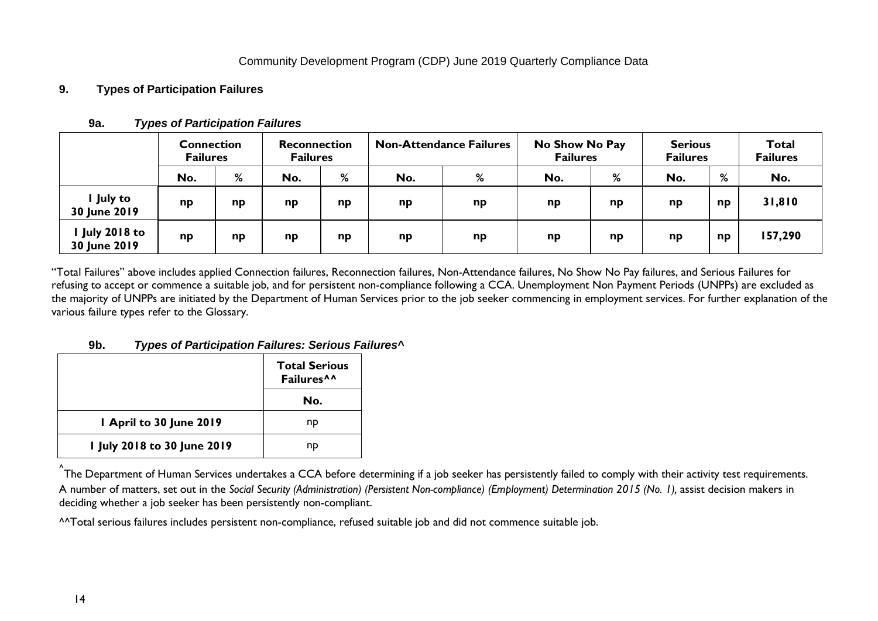## 9. Types of Participation Failures

### 9a. *Types of Participation Failures*

| | Connection Failures | | Reconnection Failures | | Non-Attendance Failures | | No Show No Pay Failures | | Serious Failures | | Total Failures |
|---|---|---|---|---|---|---|---|---|---|---|---|
| | No. | % | No. | % | No. | % | No. | % | No. | % | No. |
| 1 July to 30 June 2019 | np | np | np | np | np | np | np | np | np | np | 31,810 |
| 1 July 2018 to 30 June 2019 | np | np | np | np | np | np | np | np | np | np | 157,290 |

"Total Failures" above includes applied Connection failures, Reconnection failures, Non-Attendance failures, No Show No Pay failures, and Serious Failures for refusing to accept or commence a suitable job, and for persistent non-compliance following a CCA. Unemployment Non Payment Periods (UNPPs) are excluded as the majority of UNPPs are initiated by the Department of Human Services prior to the job seeker commencing in employment services. For further explanation of the various failure types refer to the Glossary.

### 9b. *Types of Participation Failures: Serious Failures^*

| | Total Serious Failures^^ |
|---|---|
| | No. |
| 1 April to 30 June 2019 | np |
| 1 July 2018 to 30 June 2019 | np |

^The Department of Human Services undertakes a CCA before determining if a job seeker has persistently failed to comply with their activity test requirements. A number of matters, set out in the *Social Security (Administration) (Persistent Non-compliance) (Employment) Determination 2015 (No. 1),* assist decision makers in deciding whether a job seeker has been persistently non-compliant.

^^Total serious failures includes persistent non-compliance, refused suitable job and did not commence suitable job.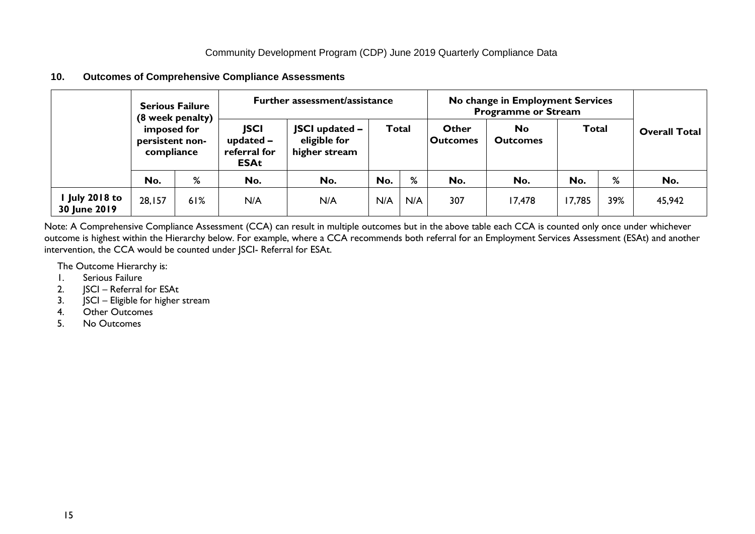Community Development Program (CDP) June 2019 Quarterly Compliance Data

## 10. Outcomes of Comprehensive Compliance Assessments

| | Serious Failure (8 week penalty) imposed for persistent non-compliance | | Further assessment/assistance | | | | No change in Employment Services Programme or Stream | | | | Overall Total |
|---|---|---|---|---|---|---|---|---|---|---|---|
| | | | JSCI updated – referral for ESAt | JSCI updated – eligible for higher stream | Total | | Other Outcomes | No Outcomes | Total | | |
| | No. | % | No. | No. | No. | % | No. | No. | No. | % | No. |
| 1 July 2018 to 30 June 2019 | 28,157 | 61% | N/A | N/A | N/A | N/A | 307 | 17,478 | 17,785 | 39% | 45,942 |

Note: A Comprehensive Compliance Assessment (CCA) can result in multiple outcomes but in the above table each CCA is counted only once under whichever outcome is highest within the Hierarchy below. For example, where a CCA recommends both referral for an Employment Services Assessment (ESAt) and another intervention, the CCA would be counted under JSCI- Referral for ESAt.

The Outcome Hierarchy is:

1. Serious Failure
2. JSCI – Referral for ESAt
3. JSCI – Eligible for higher stream
4. Other Outcomes
5. No Outcomes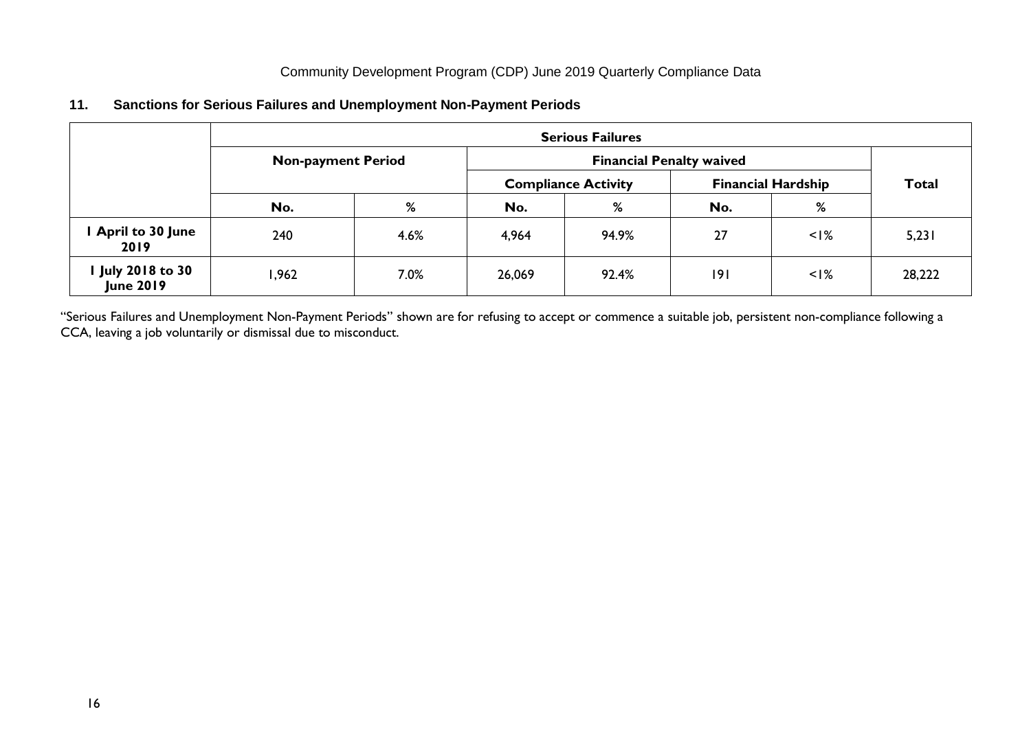## 11. Sanctions for Serious Failures and Unemployment Non-Payment Periods

| | Serious Failures | | | | | | |
|---|---|---|---|---|---|---|---|
| | Non-payment Period | | Financial Penalty waived | | | | Total |
| | | | Compliance Activity | | Financial Hardship | | |
| | No. | % | No. | % | No. | % | |
| **1 April to 30 June 2019** | 240 | 4.6% | 4,964 | 94.9% | 27 | <1% | 5,231 |
| **1 July 2018 to 30 June 2019** | 1,962 | 7.0% | 26,069 | 92.4% | 191 | <1% | 28,222 |

"Serious Failures and Unemployment Non-Payment Periods" shown are for refusing to accept or commence a suitable job, persistent non-compliance following a CCA, leaving a job voluntarily or dismissal due to misconduct.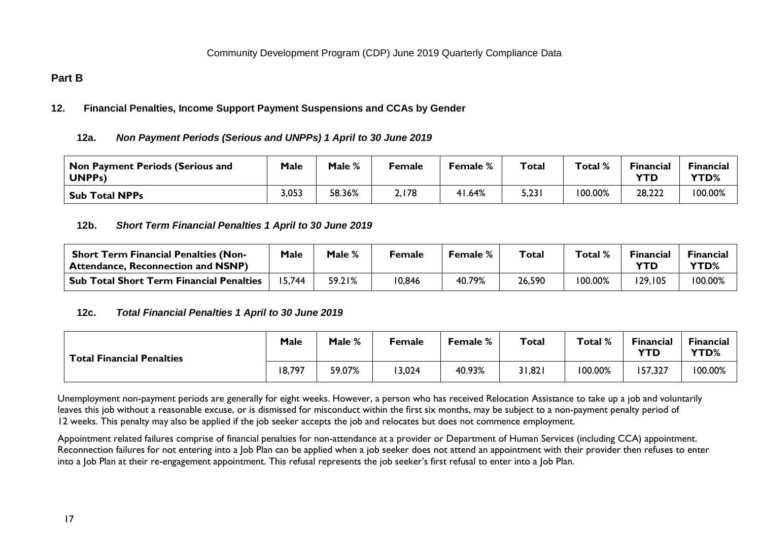Community Development Program (CDP) June 2019 Quarterly Compliance Data

## Part B

### 12. Financial Penalties, Income Support Payment Suspensions and CCAs by Gender

#### 12a. *Non Payment Periods (Serious and UNPPs) 1 April to 30 June 2019*

| Non Payment Periods (Serious and UNPPs) | Male | Male % | Female | Female % | Total | Total % | Financial YTD | Financial YTD% |
|---|---|---|---|---|---|---|---|---|
| **Sub Total NPPs** | 3,053 | 58.36% | 2,178 | 41.64% | 5,231 | 100.00% | 28,222 | 100.00% |

#### 12b. *Short Term Financial Penalties 1 April to 30 June 2019*

| Short Term Financial Penalties (Non-Attendance, Reconnection and NSNP) | Male | Male % | Female | Female % | Total | Total % | Financial YTD | Financial YTD% |
|---|---|---|---|---|---|---|---|---|
| **Sub Total Short Term Financial Penalties** | 15,744 | 59.21% | 10,846 | 40.79% | 26,590 | 100.00% | 129,105 | 100.00% |

#### 12c. *Total Financial Penalties 1 April to 30 June 2019*

| Total Financial Penalties | Male | Male % | Female | Female % | Total | Total % | Financial YTD | Financial YTD% |
|---|---|---|---|---|---|---|---|---|
| | 18,797 | 59.07% | 13,024 | 40.93% | 31,821 | 100.00% | 157,327 | 100.00% |

Unemployment non-payment periods are generally for eight weeks. However, a person who has received Relocation Assistance to take up a job and voluntarily leaves this job without a reasonable excuse, or is dismissed for misconduct within the first six months, may be subject to a non-payment penalty period of 12 weeks. This penalty may also be applied if the job seeker accepts the job and relocates but does not commence employment.

Appointment related failures comprise of financial penalties for non-attendance at a provider or Department of Human Services (including CCA) appointment. Reconnection failures for not entering into a Job Plan can be applied when a job seeker does not attend an appointment with their provider then refuses to enter into a Job Plan at their re-engagement appointment. This refusal represents the job seeker's first refusal to enter into a Job Plan.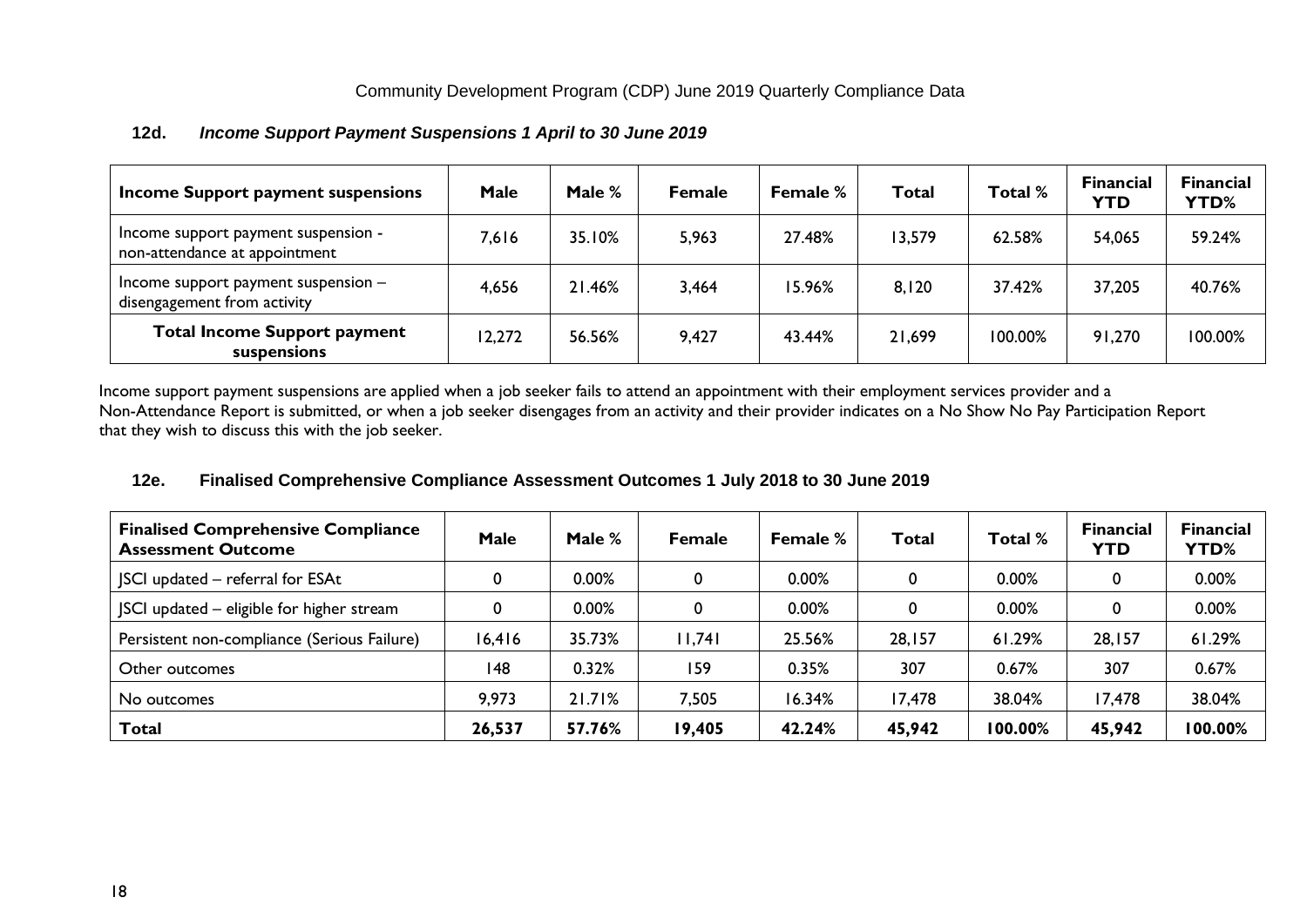Community Development Program (CDP) June 2019 Quarterly Compliance Data

### 12d. *Income Support Payment Suspensions 1 April to 30 June 2019*

| Income Support payment suspensions | Male | Male % | Female | Female % | Total | Total % | Financial YTD | Financial YTD% |
|---|---|---|---|---|---|---|---|---|
| Income support payment suspension - non-attendance at appointment | 7,616 | 35.10% | 5,963 | 27.48% | 13,579 | 62.58% | 54,065 | 59.24% |
| Income support payment suspension – disengagement from activity | 4,656 | 21.46% | 3,464 | 15.96% | 8,120 | 37.42% | 37,205 | 40.76% |
| **Total Income Support payment suspensions** | 12,272 | 56.56% | 9,427 | 43.44% | 21,699 | 100.00% | 91,270 | 100.00% |

Income support payment suspensions are applied when a job seeker fails to attend an appointment with their employment services provider and a Non-Attendance Report is submitted, or when a job seeker disengages from an activity and their provider indicates on a No Show No Pay Participation Report that they wish to discuss this with the job seeker.

### 12e. Finalised Comprehensive Compliance Assessment Outcomes 1 July 2018 to 30 June 2019

| Finalised Comprehensive Compliance Assessment Outcome | Male | Male % | Female | Female % | Total | Total % | Financial YTD | Financial YTD% |
|---|---|---|---|---|---|---|---|---|
| JSCI updated – referral for ESAt | 0 | 0.00% | 0 | 0.00% | 0 | 0.00% | 0 | 0.00% |
| JSCI updated – eligible for higher stream | 0 | 0.00% | 0 | 0.00% | 0 | 0.00% | 0 | 0.00% |
| Persistent non-compliance (Serious Failure) | 16,416 | 35.73% | 11,741 | 25.56% | 28,157 | 61.29% | 28,157 | 61.29% |
| Other outcomes | 148 | 0.32% | 159 | 0.35% | 307 | 0.67% | 307 | 0.67% |
| No outcomes | 9,973 | 21.71% | 7,505 | 16.34% | 17,478 | 38.04% | 17,478 | 38.04% |
| **Total** | **26,537** | **57.76%** | **19,405** | **42.24%** | **45,942** | **100.00%** | **45,942** | **100.00%** |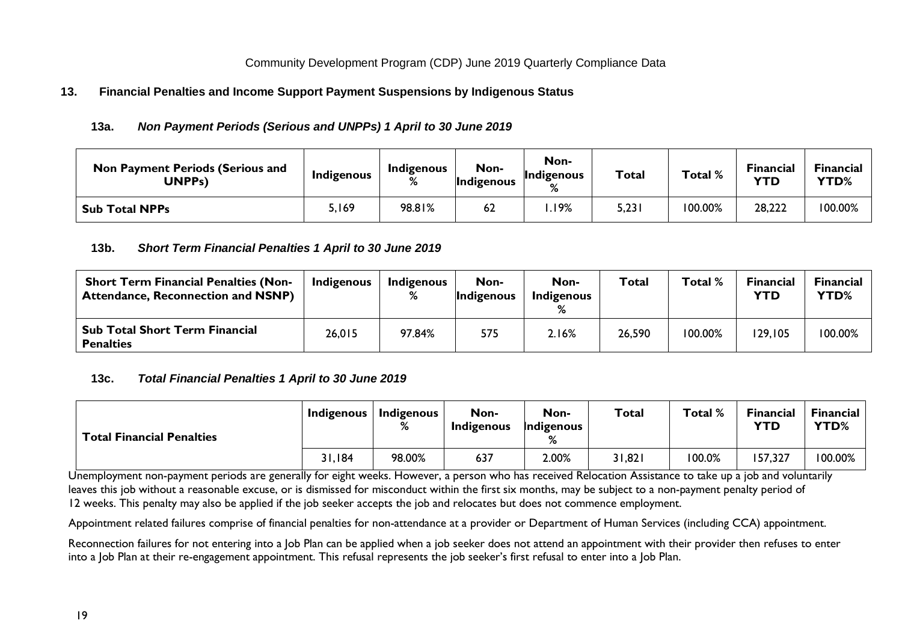Community Development Program (CDP) June 2019 Quarterly Compliance Data

## 13. Financial Penalties and Income Support Payment Suspensions by Indigenous Status

### 13a. *Non Payment Periods (Serious and UNPPs) 1 April to 30 June 2019*

| Non Payment Periods (Serious and UNPPs) | Indigenous | Indigenous % | Non-Indigenous | Non-Indigenous % | Total | Total % | Financial YTD | Financial YTD% |
|---|---|---|---|---|---|---|---|---|
| **Sub Total NPPs** | 5,169 | 98.81% | 62 | 1.19% | 5,231 | 100.00% | 28,222 | 100.00% |

### 13b. *Short Term Financial Penalties 1 April to 30 June 2019*

| Short Term Financial Penalties (Non-Attendance, Reconnection and NSNP) | Indigenous | Indigenous % | Non-Indigenous | Non-Indigenous % | Total | Total % | Financial YTD | Financial YTD% |
|---|---|---|---|---|---|---|---|---|
| **Sub Total Short Term Financial Penalties** | 26,015 | 97.84% | 575 | 2.16% | 26,590 | 100.00% | 129,105 | 100.00% |

### 13c. *Total Financial Penalties 1 April to 30 June 2019*

| Total Financial Penalties | Indigenous | Indigenous % | Non-Indigenous | Non-Indigenous % | Total | Total % | Financial YTD | Financial YTD% |
|---|---|---|---|---|---|---|---|---|
| | 31,184 | 98.00% | 637 | 2.00% | 31,821 | 100.0% | 157,327 | 100.00% |

Unemployment non-payment periods are generally for eight weeks. However, a person who has received Relocation Assistance to take up a job and voluntarily leaves this job without a reasonable excuse, or is dismissed for misconduct within the first six months, may be subject to a non-payment penalty period of 12 weeks. This penalty may also be applied if the job seeker accepts the job and relocates but does not commence employment.

Appointment related failures comprise of financial penalties for non-attendance at a provider or Department of Human Services (including CCA) appointment.

Reconnection failures for not entering into a Job Plan can be applied when a job seeker does not attend an appointment with their provider then refuses to enter into a Job Plan at their re-engagement appointment. This refusal represents the job seeker's first refusal to enter into a Job Plan.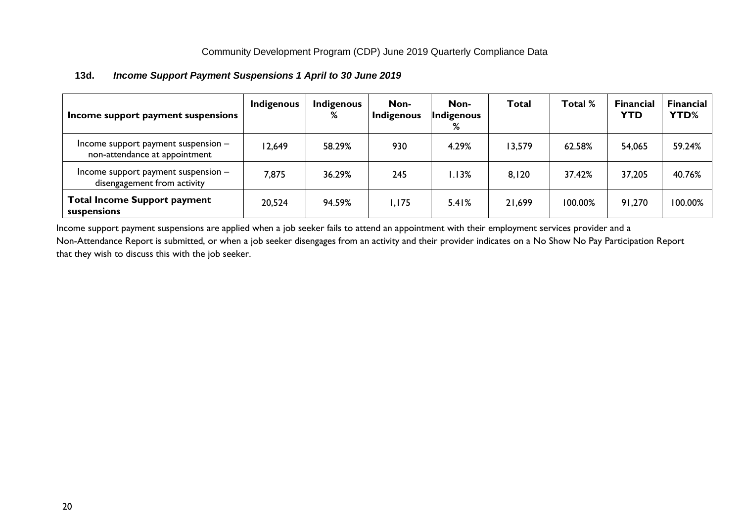Community Development Program (CDP) June 2019 Quarterly Compliance Data

### 13d. *Income Support Payment Suspensions 1 April to 30 June 2019*

| Income support payment suspensions | Indigenous | Indigenous % | Non-Indigenous | Non-Indigenous % | Total | Total % | Financial YTD | Financial YTD% |
|---|---|---|---|---|---|---|---|---|
| Income support payment suspension – non-attendance at appointment | 12,649 | 58.29% | 930 | 4.29% | 13,579 | 62.58% | 54,065 | 59.24% |
| Income support payment suspension – disengagement from activity | 7,875 | 36.29% | 245 | 1.13% | 8,120 | 37.42% | 37,205 | 40.76% |
| **Total Income Support payment suspensions** | 20,524 | 94.59% | 1,175 | 5.41% | 21,699 | 100.00% | 91,270 | 100.00% |

Income support payment suspensions are applied when a job seeker fails to attend an appointment with their employment services provider and a Non-Attendance Report is submitted, or when a job seeker disengages from an activity and their provider indicates on a No Show No Pay Participation Report that they wish to discuss this with the job seeker.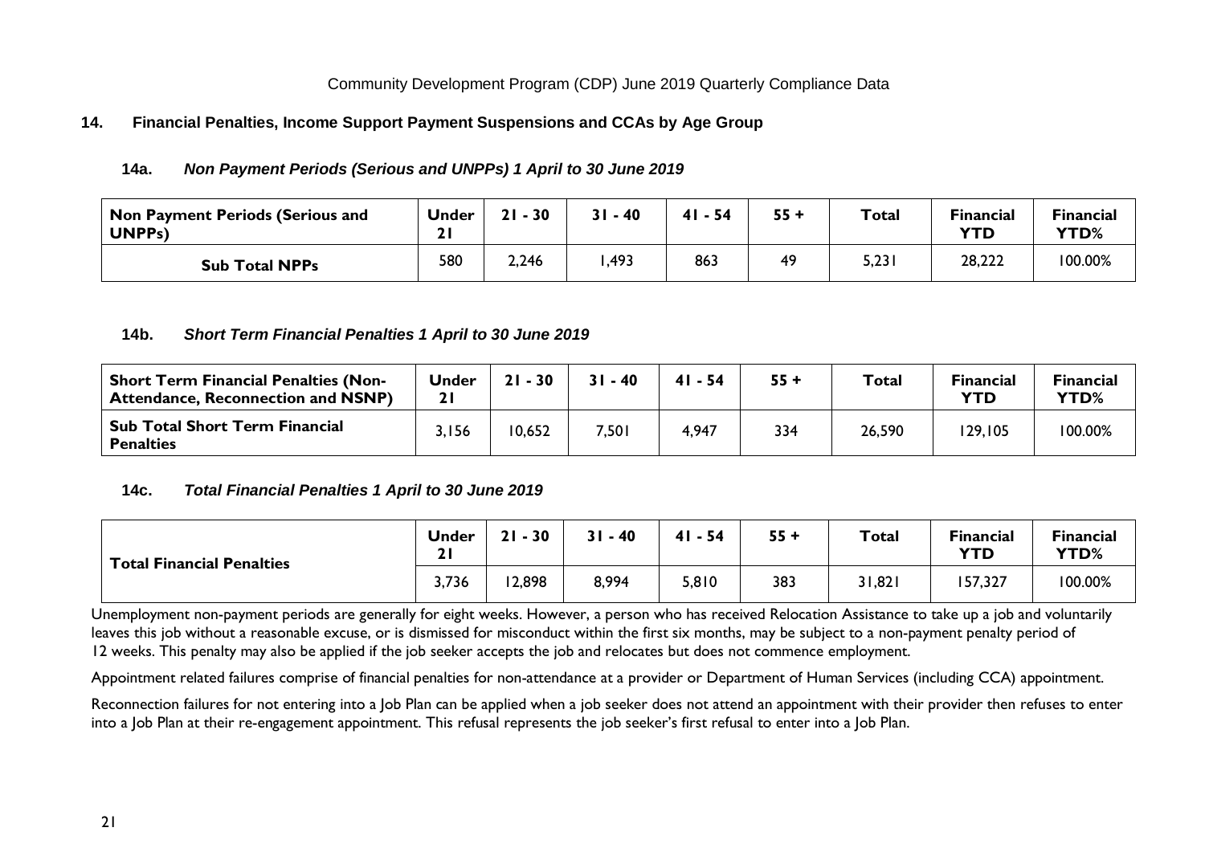Community Development Program (CDP) June 2019 Quarterly Compliance Data

## 14. Financial Penalties, Income Support Payment Suspensions and CCAs by Age Group

### 14a. *Non Payment Periods (Serious and UNPPs) 1 April to 30 June 2019*

| Non Payment Periods (Serious and UNPPs) | Under 21 | 21 - 30 | 31 - 40 | 41 - 54 | 55 + | Total | Financial YTD | Financial YTD% |
|---|---|---|---|---|---|---|---|---|
| **Sub Total NPPs** | 580 | 2,246 | 1,493 | 863 | 49 | 5,231 | 28,222 | 100.00% |

### 14b. *Short Term Financial Penalties 1 April to 30 June 2019*

| Short Term Financial Penalties (Non-Attendance, Reconnection and NSNP) | Under 21 | 21 - 30 | 31 - 40 | 41 - 54 | 55 + | Total | Financial YTD | Financial YTD% |
|---|---|---|---|---|---|---|---|---|
| **Sub Total Short Term Financial Penalties** | 3,156 | 10,652 | 7,501 | 4,947 | 334 | 26,590 | 129,105 | 100.00% |

### 14c. *Total Financial Penalties 1 April to 30 June 2019*

| Total Financial Penalties | Under 21 | 21 - 30 | 31 - 40 | 41 - 54 | 55 + | Total | Financial YTD | Financial YTD% |
|---|---|---|---|---|---|---|---|---|
| | 3,736 | 12,898 | 8,994 | 5,810 | 383 | 31,821 | 157,327 | 100.00% |

Unemployment non-payment periods are generally for eight weeks. However, a person who has received Relocation Assistance to take up a job and voluntarily leaves this job without a reasonable excuse, or is dismissed for misconduct within the first six months, may be subject to a non-payment penalty period of 12 weeks. This penalty may also be applied if the job seeker accepts the job and relocates but does not commence employment.

Appointment related failures comprise of financial penalties for non-attendance at a provider or Department of Human Services (including CCA) appointment.

Reconnection failures for not entering into a Job Plan can be applied when a job seeker does not attend an appointment with their provider then refuses to enter into a Job Plan at their re-engagement appointment. This refusal represents the job seeker's first refusal to enter into a Job Plan.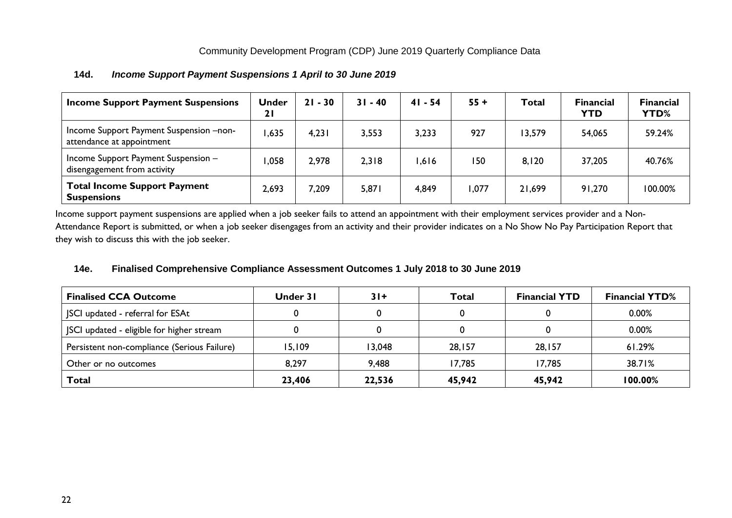### 14d. *Income Support Payment Suspensions 1 April to 30 June 2019*

| Income Support Payment Suspensions | Under 21 | 21 - 30 | 31 - 40 | 41 - 54 | 55 + | Total | Financial YTD | Financial YTD% |
|---|---|---|---|---|---|---|---|---|
| Income Support Payment Suspension –non-attendance at appointment | 1,635 | 4,231 | 3,553 | 3,233 | 927 | 13,579 | 54,065 | 59.24% |
| Income Support Payment Suspension – disengagement from activity | 1,058 | 2,978 | 2,318 | 1,616 | 150 | 8,120 | 37,205 | 40.76% |
| **Total Income Support Payment Suspensions** | 2,693 | 7,209 | 5,871 | 4,849 | 1,077 | 21,699 | 91,270 | 100.00% |

Income support payment suspensions are applied when a job seeker fails to attend an appointment with their employment services provider and a Non-Attendance Report is submitted, or when a job seeker disengages from an activity and their provider indicates on a No Show No Pay Participation Report that they wish to discuss this with the job seeker.

### 14e. Finalised Comprehensive Compliance Assessment Outcomes 1 July 2018 to 30 June 2019

| Finalised CCA Outcome | Under 31 | 31+ | Total | Financial YTD | Financial YTD% |
|---|---|---|---|---|---|
| JSCI updated - referral for ESAt | 0 | 0 | 0 | 0 | 0.00% |
| JSCI updated - eligible for higher stream | 0 | 0 | 0 | 0 | 0.00% |
| Persistent non-compliance (Serious Failure) | 15,109 | 13,048 | 28,157 | 28,157 | 61.29% |
| Other or no outcomes | 8,297 | 9,488 | 17,785 | 17,785 | 38.71% |
| **Total** | **23,406** | **22,536** | **45,942** | **45,942** | **100.00%** |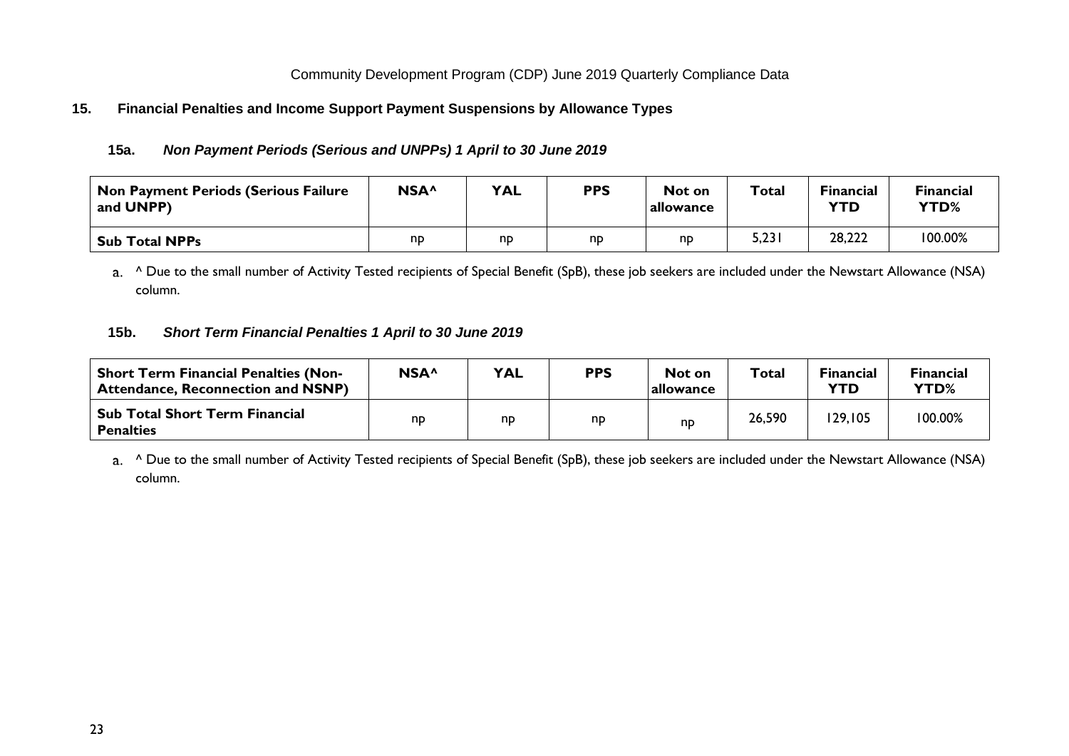Community Development Program (CDP) June 2019 Quarterly Compliance Data

## 15. Financial Penalties and Income Support Payment Suspensions by Allowance Types

### 15a. *Non Payment Periods (Serious and UNPPs) 1 April to 30 June 2019*

| Non Payment Periods (Serious Failure and UNPP) | NSA^ | YAL | PPS | Not on allowance | Total | Financial YTD | Financial YTD% |
|---|---|---|---|---|---|---|---|
| **Sub Total NPPs** | np | np | np | np | 5,231 | 28,222 | 100.00% |

a. ^ Due to the small number of Activity Tested recipients of Special Benefit (SpB), these job seekers are included under the Newstart Allowance (NSA) column.

### 15b. *Short Term Financial Penalties 1 April to 30 June 2019*

| Short Term Financial Penalties (Non-Attendance, Reconnection and NSNP) | NSA^ | YAL | PPS | Not on allowance | Total | Financial YTD | Financial YTD% |
|---|---|---|---|---|---|---|---|
| **Sub Total Short Term Financial Penalties** | np | np | np | np | 26,590 | 129,105 | 100.00% |

a. ^ Due to the small number of Activity Tested recipients of Special Benefit (SpB), these job seekers are included under the Newstart Allowance (NSA) column.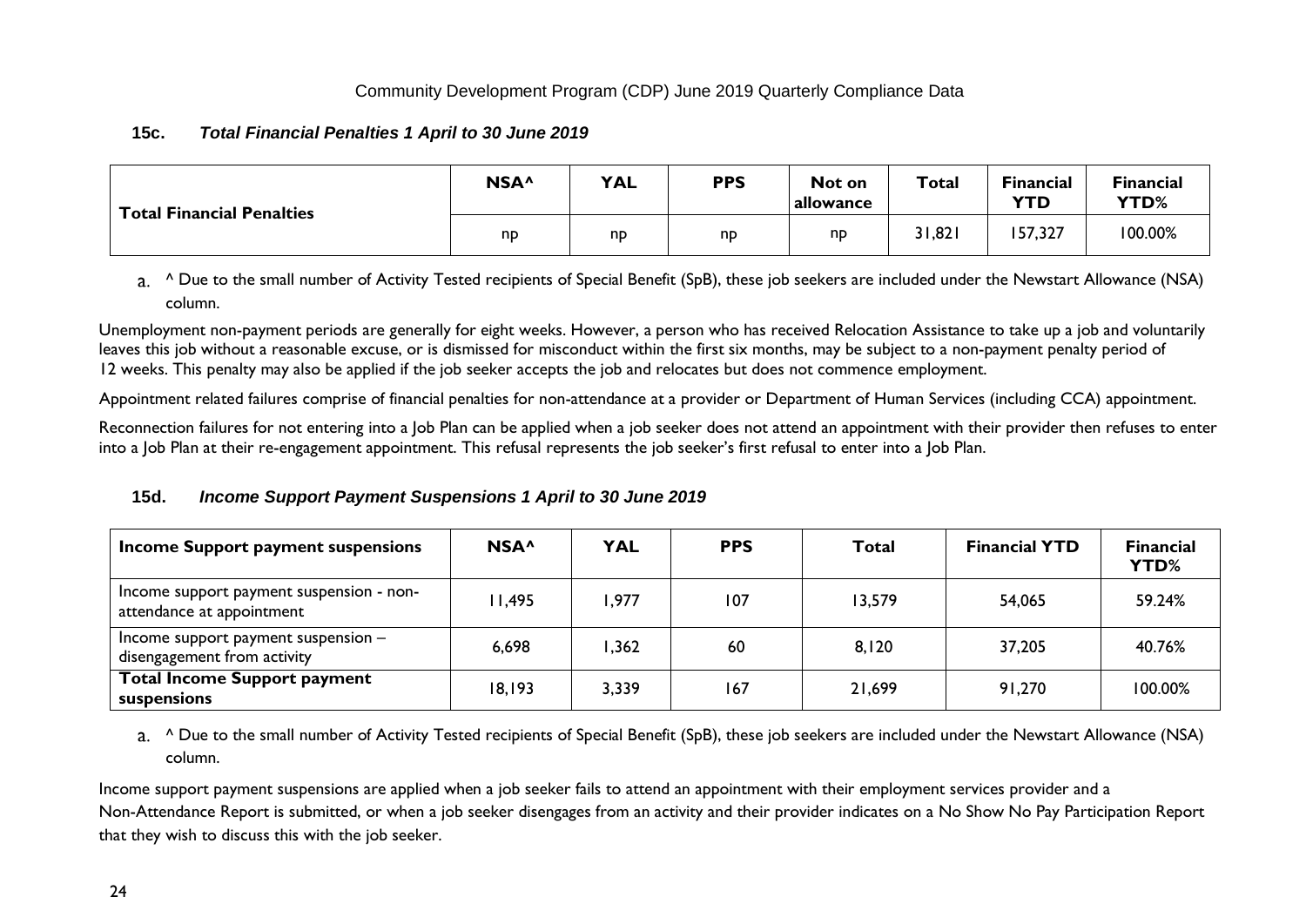### 15c. *Total Financial Penalties 1 April to 30 June 2019*

| Total Financial Penalties | NSA^ | YAL | PPS | Not on allowance | Total | Financial YTD | Financial YTD% |
|---|---|---|---|---|---|---|---|
| | np | np | np | np | 31,821 | 157,327 | 100.00% |

a. ^ Due to the small number of Activity Tested recipients of Special Benefit (SpB), these job seekers are included under the Newstart Allowance (NSA) column.

Unemployment non-payment periods are generally for eight weeks. However, a person who has received Relocation Assistance to take up a job and voluntarily leaves this job without a reasonable excuse, or is dismissed for misconduct within the first six months, may be subject to a non-payment penalty period of 12 weeks. This penalty may also be applied if the job seeker accepts the job and relocates but does not commence employment.

Appointment related failures comprise of financial penalties for non-attendance at a provider or Department of Human Services (including CCA) appointment.

Reconnection failures for not entering into a Job Plan can be applied when a job seeker does not attend an appointment with their provider then refuses to enter into a Job Plan at their re-engagement appointment. This refusal represents the job seeker's first refusal to enter into a Job Plan.

### 15d. *Income Support Payment Suspensions 1 April to 30 June 2019*

| Income Support payment suspensions | NSA^ | YAL | PPS | Total | Financial YTD | Financial YTD% |
|---|---|---|---|---|---|---|
| Income support payment suspension - non-attendance at appointment | 11,495 | 1,977 | 107 | 13,579 | 54,065 | 59.24% |
| Income support payment suspension – disengagement from activity | 6,698 | 1,362 | 60 | 8,120 | 37,205 | 40.76% |
| **Total Income Support payment suspensions** | 18,193 | 3,339 | 167 | 21,699 | 91,270 | 100.00% |

a. ^ Due to the small number of Activity Tested recipients of Special Benefit (SpB), these job seekers are included under the Newstart Allowance (NSA) column.

Income support payment suspensions are applied when a job seeker fails to attend an appointment with their employment services provider and a Non-Attendance Report is submitted, or when a job seeker disengages from an activity and their provider indicates on a No Show No Pay Participation Report that they wish to discuss this with the job seeker.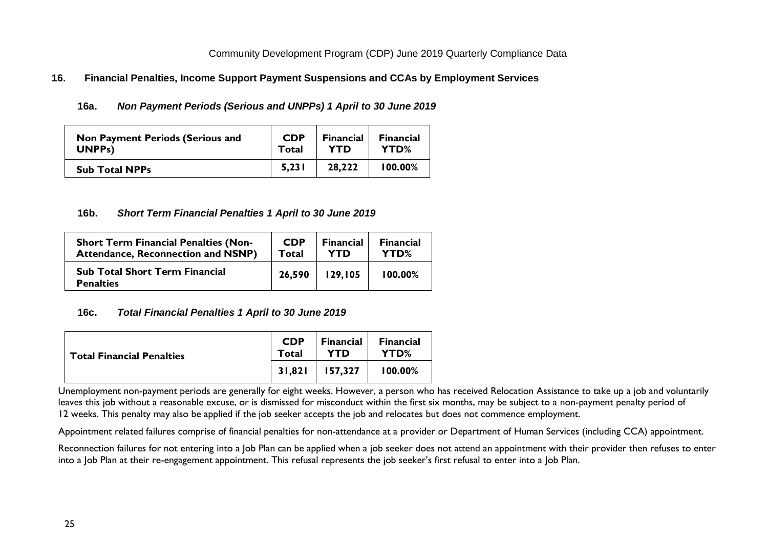## 16. Financial Penalties, Income Support Payment Suspensions and CCAs by Employment Services

### 16a. *Non Payment Periods (Serious and UNPPs) 1 April to 30 June 2019*

| Non Payment Periods (Serious and UNPPs) | CDP Total | Financial YTD | Financial YTD% |
|---|---|---|---|
| **Sub Total NPPs** | **5,231** | **28,222** | **100.00%** |

### 16b. *Short Term Financial Penalties 1 April to 30 June 2019*

| Short Term Financial Penalties (Non-Attendance, Reconnection and NSNP) | CDP Total | Financial YTD | Financial YTD% |
|---|---|---|---|
| **Sub Total Short Term Financial Penalties** | **26,590** | **129,105** | **100.00%** |

### 16c. *Total Financial Penalties 1 April to 30 June 2019*

| Total Financial Penalties | CDP Total | Financial YTD | Financial YTD% |
|---|---|---|---|
| | **31,821** | **157,327** | **100.00%** |

Unemployment non-payment periods are generally for eight weeks. However, a person who has received Relocation Assistance to take up a job and voluntarily leaves this job without a reasonable excuse, or is dismissed for misconduct within the first six months, may be subject to a non-payment penalty period of 12 weeks. This penalty may also be applied if the job seeker accepts the job and relocates but does not commence employment.

Appointment related failures comprise of financial penalties for non-attendance at a provider or Department of Human Services (including CCA) appointment.

Reconnection failures for not entering into a Job Plan can be applied when a job seeker does not attend an appointment with their provider then refuses to enter into a Job Plan at their re-engagement appointment. This refusal represents the job seeker's first refusal to enter into a Job Plan.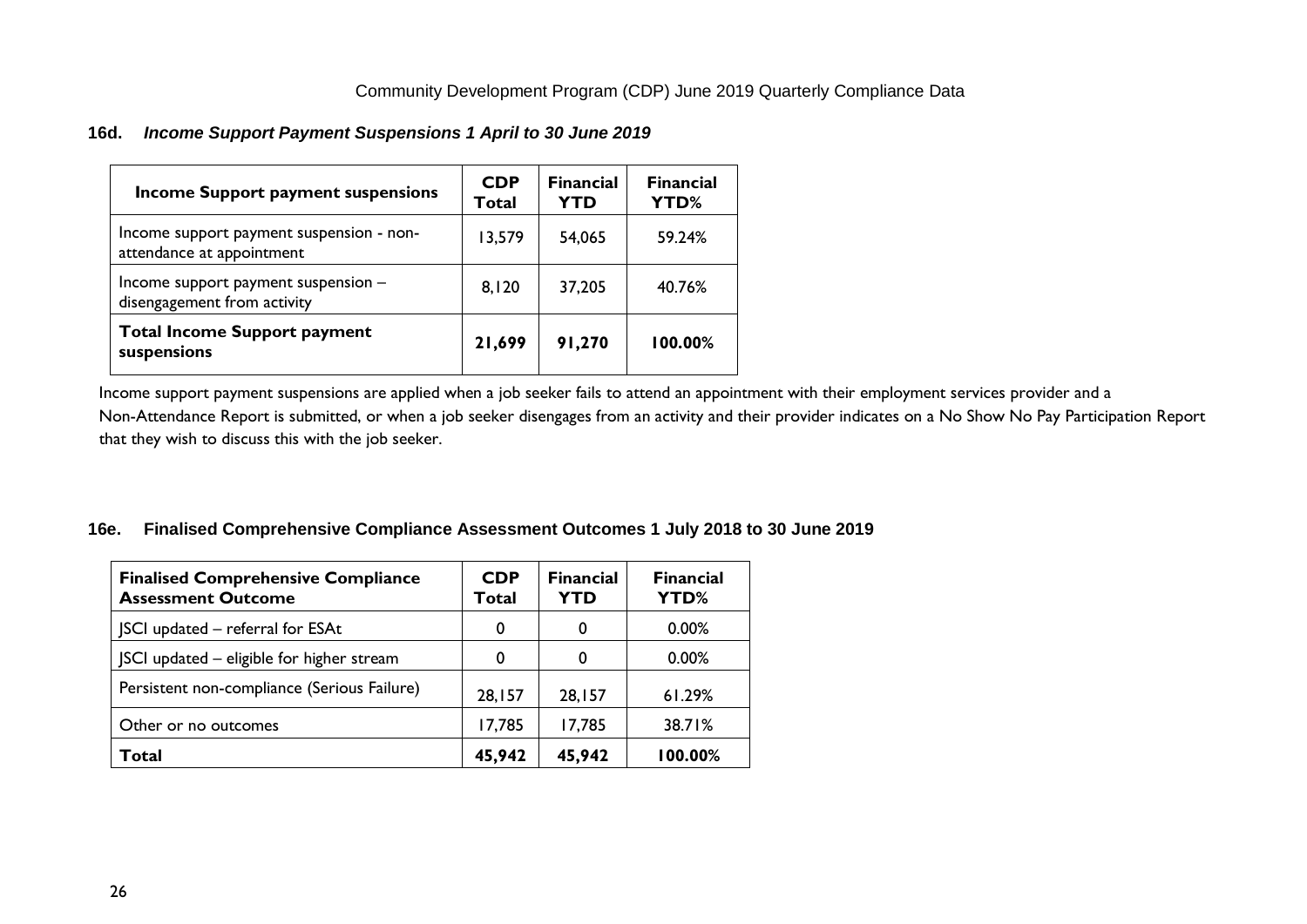### 16d. *Income Support Payment Suspensions 1 April to 30 June 2019*

| Income Support payment suspensions | CDP Total | Financial YTD | Financial YTD% |
|---|---|---|---|
| Income support payment suspension - non-attendance at appointment | 13,579 | 54,065 | 59.24% |
| Income support payment suspension – disengagement from activity | 8,120 | 37,205 | 40.76% |
| **Total Income Support payment suspensions** | **21,699** | **91,270** | **100.00%** |

Income support payment suspensions are applied when a job seeker fails to attend an appointment with their employment services provider and a Non-Attendance Report is submitted, or when a job seeker disengages from an activity and their provider indicates on a No Show No Pay Participation Report that they wish to discuss this with the job seeker.

### 16e. Finalised Comprehensive Compliance Assessment Outcomes 1 July 2018 to 30 June 2019

| Finalised Comprehensive Compliance Assessment Outcome | CDP Total | Financial YTD | Financial YTD% |
|---|---|---|---|
| JSCI updated – referral for ESAt | 0 | 0 | 0.00% |
| JSCI updated – eligible for higher stream | 0 | 0 | 0.00% |
| Persistent non-compliance (Serious Failure) | 28,157 | 28,157 | 61.29% |
| Other or no outcomes | 17,785 | 17,785 | 38.71% |
| **Total** | **45,942** | **45,942** | **100.00%** |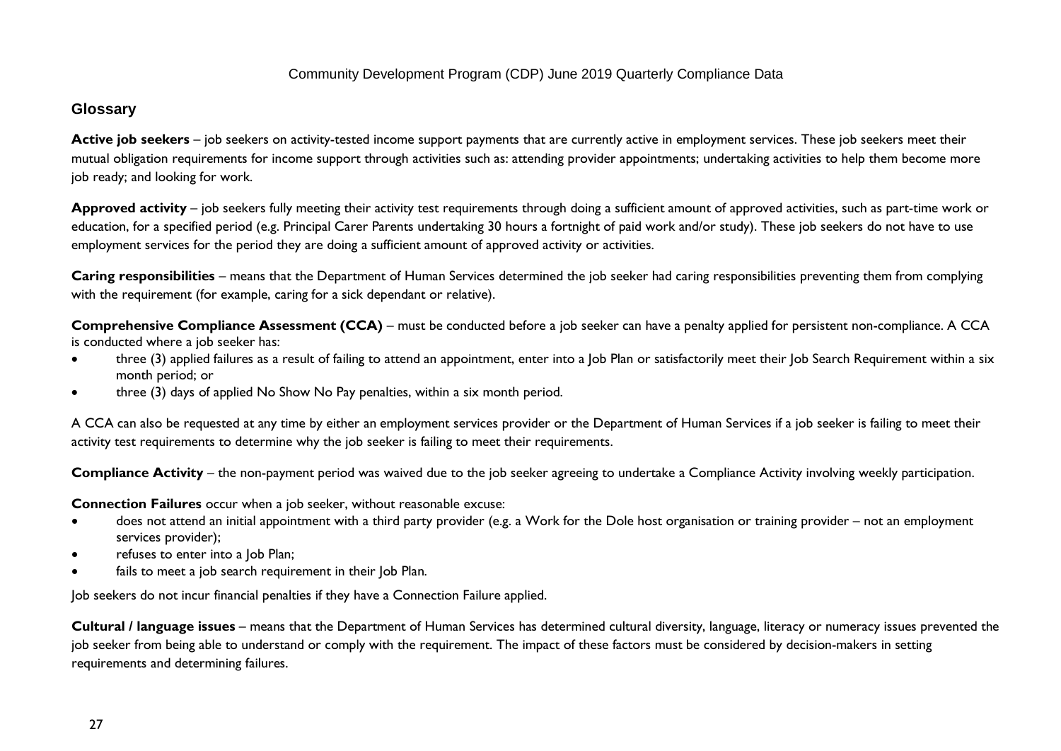## Glossary

**Active job seekers** – job seekers on activity-tested income support payments that are currently active in employment services. These job seekers meet their mutual obligation requirements for income support through activities such as: attending provider appointments; undertaking activities to help them become more job ready; and looking for work.

**Approved activity** – job seekers fully meeting their activity test requirements through doing a sufficient amount of approved activities, such as part-time work or education, for a specified period (e.g. Principal Carer Parents undertaking 30 hours a fortnight of paid work and/or study). These job seekers do not have to use employment services for the period they are doing a sufficient amount of approved activity or activities.

**Caring responsibilities** – means that the Department of Human Services determined the job seeker had caring responsibilities preventing them from complying with the requirement (for example, caring for a sick dependant or relative).

**Comprehensive Compliance Assessment (CCA)** – must be conducted before a job seeker can have a penalty applied for persistent non-compliance. A CCA is conducted where a job seeker has:

- three (3) applied failures as a result of failing to attend an appointment, enter into a Job Plan or satisfactorily meet their Job Search Requirement within a six month period; or
- three (3) days of applied No Show No Pay penalties, within a six month period.

A CCA can also be requested at any time by either an employment services provider or the Department of Human Services if a job seeker is failing to meet their activity test requirements to determine why the job seeker is failing to meet their requirements.

**Compliance Activity** – the non-payment period was waived due to the job seeker agreeing to undertake a Compliance Activity involving weekly participation.

**Connection Failures** occur when a job seeker, without reasonable excuse:

- does not attend an initial appointment with a third party provider (e.g. a Work for the Dole host organisation or training provider – not an employment services provider);
- refuses to enter into a Job Plan;
- fails to meet a job search requirement in their Job Plan.

Job seekers do not incur financial penalties if they have a Connection Failure applied.

**Cultural / language issues** – means that the Department of Human Services has determined cultural diversity, language, literacy or numeracy issues prevented the job seeker from being able to understand or comply with the requirement. The impact of these factors must be considered by decision-makers in setting requirements and determining failures.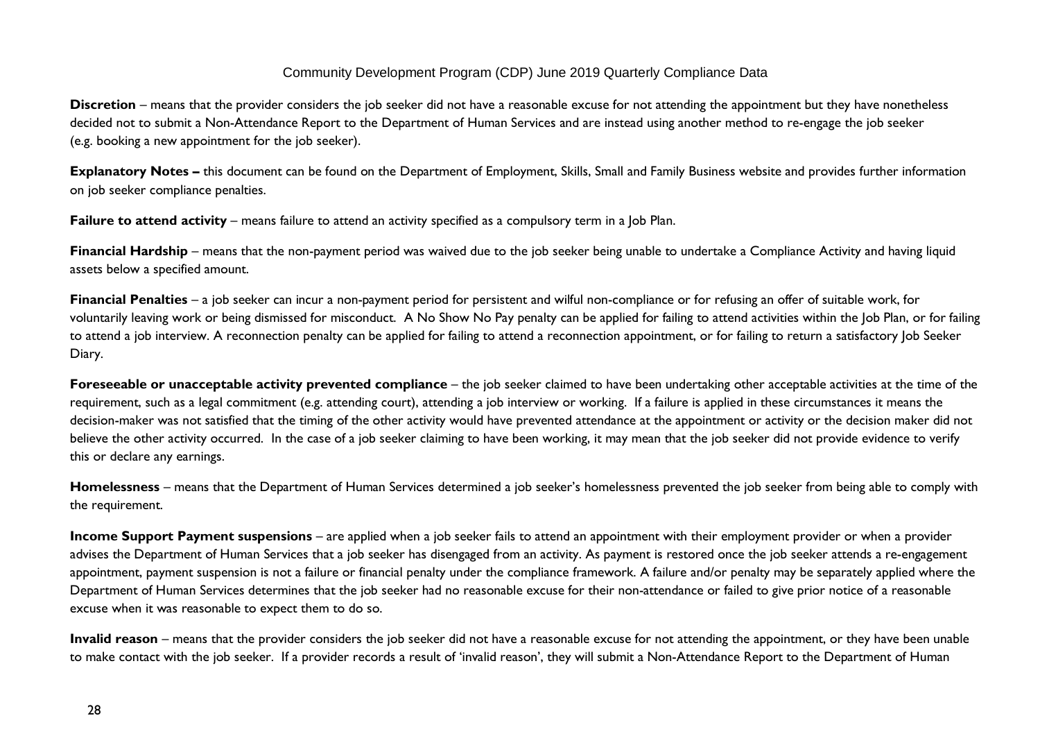**Discretion** – means that the provider considers the job seeker did not have a reasonable excuse for not attending the appointment but they have nonetheless decided not to submit a Non-Attendance Report to the Department of Human Services and are instead using another method to re-engage the job seeker (e.g. booking a new appointment for the job seeker).

**Explanatory Notes –** this document can be found on the Department of Employment, Skills, Small and Family Business website and provides further information on job seeker compliance penalties.

**Failure to attend activity** – means failure to attend an activity specified as a compulsory term in a Job Plan.

**Financial Hardship** – means that the non-payment period was waived due to the job seeker being unable to undertake a Compliance Activity and having liquid assets below a specified amount.

**Financial Penalties** – a job seeker can incur a non-payment period for persistent and wilful non-compliance or for refusing an offer of suitable work, for voluntarily leaving work or being dismissed for misconduct. A No Show No Pay penalty can be applied for failing to attend activities within the Job Plan, or for failing to attend a job interview. A reconnection penalty can be applied for failing to attend a reconnection appointment, or for failing to return a satisfactory Job Seeker Diary.

**Foreseeable or unacceptable activity prevented compliance** – the job seeker claimed to have been undertaking other acceptable activities at the time of the requirement, such as a legal commitment (e.g. attending court), attending a job interview or working. If a failure is applied in these circumstances it means the decision-maker was not satisfied that the timing of the other activity would have prevented attendance at the appointment or activity or the decision maker did not believe the other activity occurred. In the case of a job seeker claiming to have been working, it may mean that the job seeker did not provide evidence to verify this or declare any earnings.

**Homelessness** – means that the Department of Human Services determined a job seeker's homelessness prevented the job seeker from being able to comply with the requirement.

**Income Support Payment suspensions** – are applied when a job seeker fails to attend an appointment with their employment provider or when a provider advises the Department of Human Services that a job seeker has disengaged from an activity. As payment is restored once the job seeker attends a re-engagement appointment, payment suspension is not a failure or financial penalty under the compliance framework. A failure and/or penalty may be separately applied where the Department of Human Services determines that the job seeker had no reasonable excuse for their non-attendance or failed to give prior notice of a reasonable excuse when it was reasonable to expect them to do so.

**Invalid reason** – means that the provider considers the job seeker did not have a reasonable excuse for not attending the appointment, or they have been unable to make contact with the job seeker. If a provider records a result of 'invalid reason', they will submit a Non-Attendance Report to the Department of Human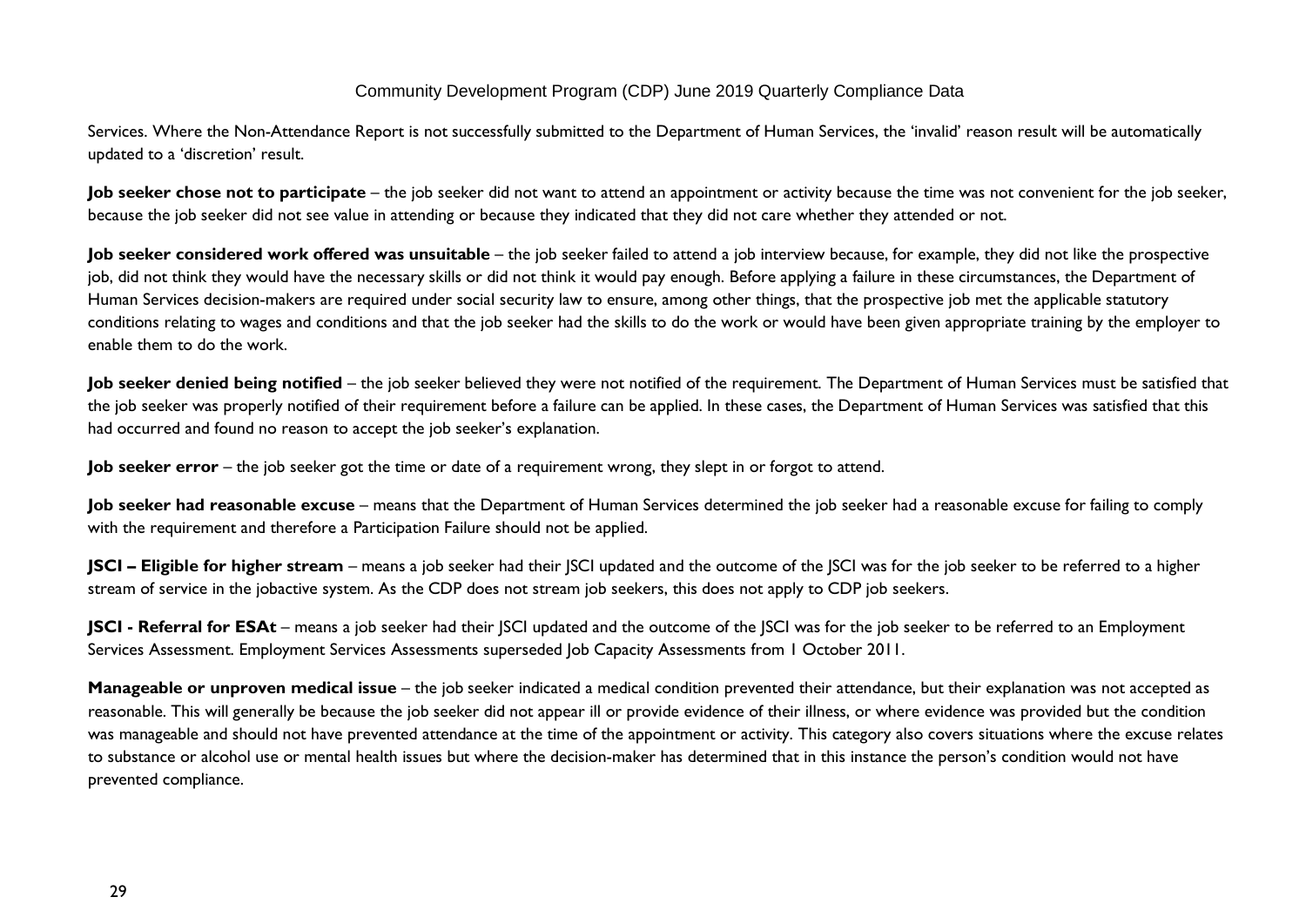Services. Where the Non-Attendance Report is not successfully submitted to the Department of Human Services, the 'invalid' reason result will be automatically updated to a 'discretion' result.

**Job seeker chose not to participate** – the job seeker did not want to attend an appointment or activity because the time was not convenient for the job seeker, because the job seeker did not see value in attending or because they indicated that they did not care whether they attended or not.

**Job seeker considered work offered was unsuitable** – the job seeker failed to attend a job interview because, for example, they did not like the prospective job, did not think they would have the necessary skills or did not think it would pay enough. Before applying a failure in these circumstances, the Department of Human Services decision-makers are required under social security law to ensure, among other things, that the prospective job met the applicable statutory conditions relating to wages and conditions and that the job seeker had the skills to do the work or would have been given appropriate training by the employer to enable them to do the work.

**Job seeker denied being notified** – the job seeker believed they were not notified of the requirement. The Department of Human Services must be satisfied that the job seeker was properly notified of their requirement before a failure can be applied. In these cases, the Department of Human Services was satisfied that this had occurred and found no reason to accept the job seeker's explanation.

**Job seeker error** – the job seeker got the time or date of a requirement wrong, they slept in or forgot to attend.

**Job seeker had reasonable excuse** – means that the Department of Human Services determined the job seeker had a reasonable excuse for failing to comply with the requirement and therefore a Participation Failure should not be applied.

**JSCI – Eligible for higher stream** – means a job seeker had their JSCI updated and the outcome of the JSCI was for the job seeker to be referred to a higher stream of service in the jobactive system. As the CDP does not stream job seekers, this does not apply to CDP job seekers.

**JSCI - Referral for ESAt** – means a job seeker had their JSCI updated and the outcome of the JSCI was for the job seeker to be referred to an Employment Services Assessment. Employment Services Assessments superseded Job Capacity Assessments from 1 October 2011.

**Manageable or unproven medical issue** – the job seeker indicated a medical condition prevented their attendance, but their explanation was not accepted as reasonable. This will generally be because the job seeker did not appear ill or provide evidence of their illness, or where evidence was provided but the condition was manageable and should not have prevented attendance at the time of the appointment or activity. This category also covers situations where the excuse relates to substance or alcohol use or mental health issues but where the decision-maker has determined that in this instance the person's condition would not have prevented compliance.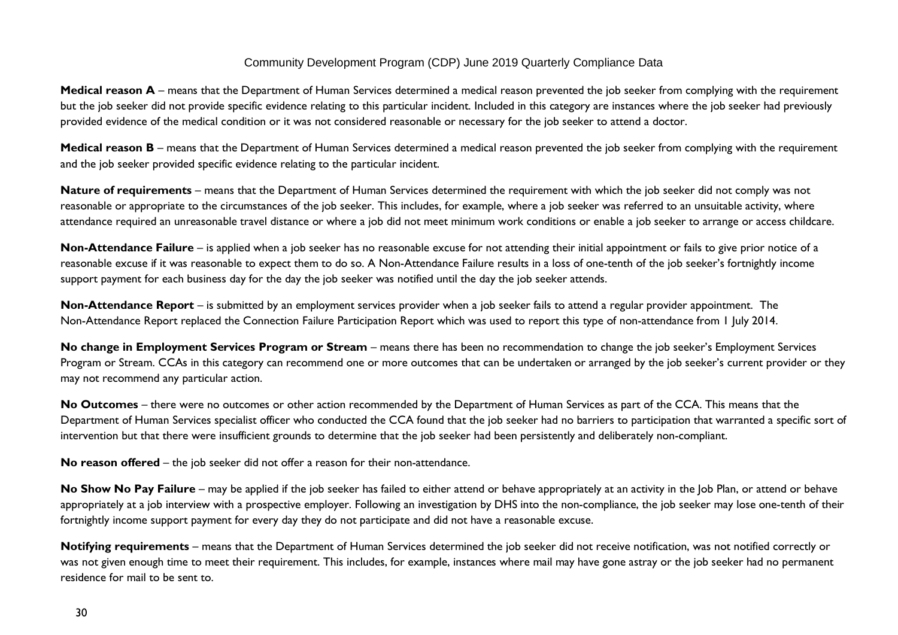**Medical reason A** – means that the Department of Human Services determined a medical reason prevented the job seeker from complying with the requirement but the job seeker did not provide specific evidence relating to this particular incident. Included in this category are instances where the job seeker had previously provided evidence of the medical condition or it was not considered reasonable or necessary for the job seeker to attend a doctor.

**Medical reason B** – means that the Department of Human Services determined a medical reason prevented the job seeker from complying with the requirement and the job seeker provided specific evidence relating to the particular incident.

**Nature of requirements** – means that the Department of Human Services determined the requirement with which the job seeker did not comply was not reasonable or appropriate to the circumstances of the job seeker. This includes, for example, where a job seeker was referred to an unsuitable activity, where attendance required an unreasonable travel distance or where a job did not meet minimum work conditions or enable a job seeker to arrange or access childcare.

**Non-Attendance Failure** – is applied when a job seeker has no reasonable excuse for not attending their initial appointment or fails to give prior notice of a reasonable excuse if it was reasonable to expect them to do so. A Non-Attendance Failure results in a loss of one-tenth of the job seeker's fortnightly income support payment for each business day for the day the job seeker was notified until the day the job seeker attends.

**Non-Attendance Report** – is submitted by an employment services provider when a job seeker fails to attend a regular provider appointment. The Non-Attendance Report replaced the Connection Failure Participation Report which was used to report this type of non-attendance from 1 July 2014.

**No change in Employment Services Program or Stream** – means there has been no recommendation to change the job seeker's Employment Services Program or Stream. CCAs in this category can recommend one or more outcomes that can be undertaken or arranged by the job seeker's current provider or they may not recommend any particular action.

**No Outcomes** – there were no outcomes or other action recommended by the Department of Human Services as part of the CCA. This means that the Department of Human Services specialist officer who conducted the CCA found that the job seeker had no barriers to participation that warranted a specific sort of intervention but that there were insufficient grounds to determine that the job seeker had been persistently and deliberately non-compliant.

**No reason offered** – the job seeker did not offer a reason for their non-attendance.

**No Show No Pay Failure** – may be applied if the job seeker has failed to either attend or behave appropriately at an activity in the Job Plan, or attend or behave appropriately at a job interview with a prospective employer. Following an investigation by DHS into the non-compliance, the job seeker may lose one-tenth of their fortnightly income support payment for every day they do not participate and did not have a reasonable excuse.

**Notifying requirements** – means that the Department of Human Services determined the job seeker did not receive notification, was not notified correctly or was not given enough time to meet their requirement. This includes, for example, instances where mail may have gone astray or the job seeker had no permanent residence for mail to be sent to.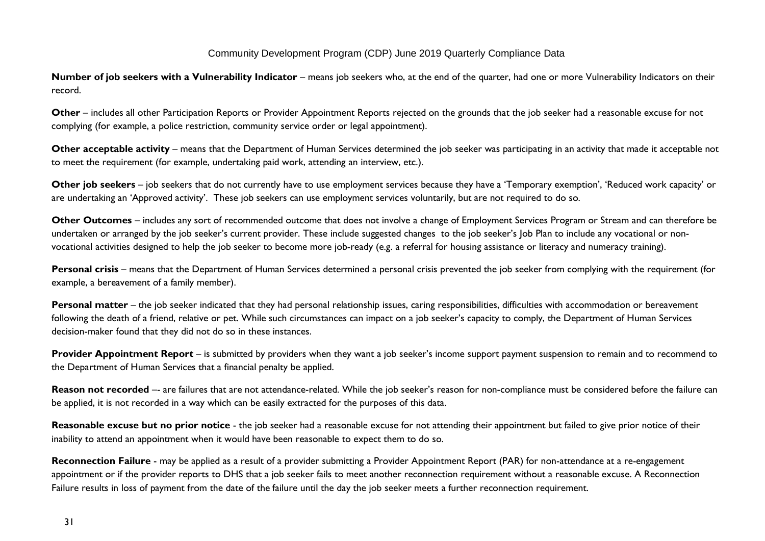**Number of job seekers with a Vulnerability Indicator** – means job seekers who, at the end of the quarter, had one or more Vulnerability Indicators on their record.

**Other** – includes all other Participation Reports or Provider Appointment Reports rejected on the grounds that the job seeker had a reasonable excuse for not complying (for example, a police restriction, community service order or legal appointment).

**Other acceptable activity** – means that the Department of Human Services determined the job seeker was participating in an activity that made it acceptable not to meet the requirement (for example, undertaking paid work, attending an interview, etc.).

**Other job seekers** – job seekers that do not currently have to use employment services because they have a 'Temporary exemption', 'Reduced work capacity' or are undertaking an 'Approved activity'. These job seekers can use employment services voluntarily, but are not required to do so.

**Other Outcomes** – includes any sort of recommended outcome that does not involve a change of Employment Services Program or Stream and can therefore be undertaken or arranged by the job seeker's current provider. These include suggested changes to the job seeker's Job Plan to include any vocational or non-vocational activities designed to help the job seeker to become more job-ready (e.g. a referral for housing assistance or literacy and numeracy training).

**Personal crisis** – means that the Department of Human Services determined a personal crisis prevented the job seeker from complying with the requirement (for example, a bereavement of a family member).

**Personal matter** – the job seeker indicated that they had personal relationship issues, caring responsibilities, difficulties with accommodation or bereavement following the death of a friend, relative or pet. While such circumstances can impact on a job seeker's capacity to comply, the Department of Human Services decision-maker found that they did not do so in these instances.

**Provider Appointment Report** – is submitted by providers when they want a job seeker's income support payment suspension to remain and to recommend to the Department of Human Services that a financial penalty be applied.

**Reason not recorded** –- are failures that are not attendance-related. While the job seeker's reason for non-compliance must be considered before the failure can be applied, it is not recorded in a way which can be easily extracted for the purposes of this data.

**Reasonable excuse but no prior notice** - the job seeker had a reasonable excuse for not attending their appointment but failed to give prior notice of their inability to attend an appointment when it would have been reasonable to expect them to do so.

**Reconnection Failure** - may be applied as a result of a provider submitting a Provider Appointment Report (PAR) for non-attendance at a re-engagement appointment or if the provider reports to DHS that a job seeker fails to meet another reconnection requirement without a reasonable excuse. A Reconnection Failure results in loss of payment from the date of the failure until the day the job seeker meets a further reconnection requirement.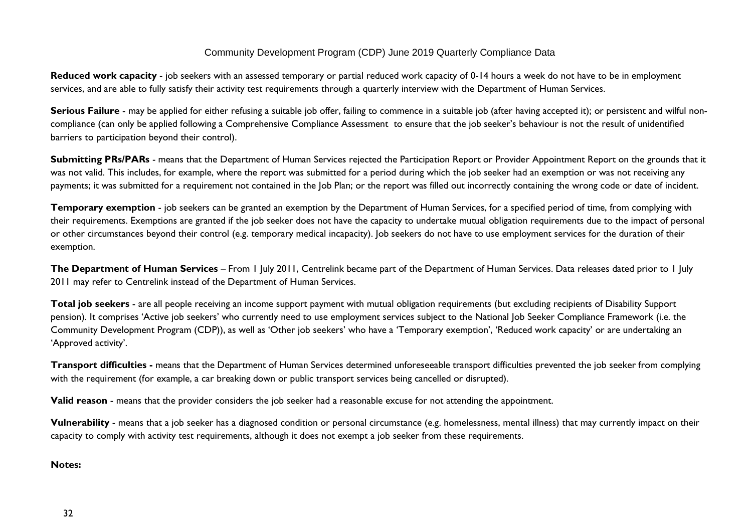**Reduced work capacity** - job seekers with an assessed temporary or partial reduced work capacity of 0-14 hours a week do not have to be in employment services, and are able to fully satisfy their activity test requirements through a quarterly interview with the Department of Human Services.

**Serious Failure** - may be applied for either refusing a suitable job offer, failing to commence in a suitable job (after having accepted it); or persistent and wilful non-compliance (can only be applied following a Comprehensive Compliance Assessment to ensure that the job seeker's behaviour is not the result of unidentified barriers to participation beyond their control).

**Submitting PRs/PARs** - means that the Department of Human Services rejected the Participation Report or Provider Appointment Report on the grounds that it was not valid. This includes, for example, where the report was submitted for a period during which the job seeker had an exemption or was not receiving any payments; it was submitted for a requirement not contained in the Job Plan; or the report was filled out incorrectly containing the wrong code or date of incident.

**Temporary exemption** - job seekers can be granted an exemption by the Department of Human Services, for a specified period of time, from complying with their requirements. Exemptions are granted if the job seeker does not have the capacity to undertake mutual obligation requirements due to the impact of personal or other circumstances beyond their control (e.g. temporary medical incapacity). Job seekers do not have to use employment services for the duration of their exemption.

**The Department of Human Services** – From 1 July 2011, Centrelink became part of the Department of Human Services. Data releases dated prior to 1 July 2011 may refer to Centrelink instead of the Department of Human Services.

**Total job seekers** - are all people receiving an income support payment with mutual obligation requirements (but excluding recipients of Disability Support pension). It comprises 'Active job seekers' who currently need to use employment services subject to the National Job Seeker Compliance Framework (i.e. the Community Development Program (CDP)), as well as 'Other job seekers' who have a 'Temporary exemption', 'Reduced work capacity' or are undertaking an 'Approved activity'.

**Transport difficulties -** means that the Department of Human Services determined unforeseeable transport difficulties prevented the job seeker from complying with the requirement (for example, a car breaking down or public transport services being cancelled or disrupted).

**Valid reason** - means that the provider considers the job seeker had a reasonable excuse for not attending the appointment.

**Vulnerability** - means that a job seeker has a diagnosed condition or personal circumstance (e.g. homelessness, mental illness) that may currently impact on their capacity to comply with activity test requirements, although it does not exempt a job seeker from these requirements.

**Notes:**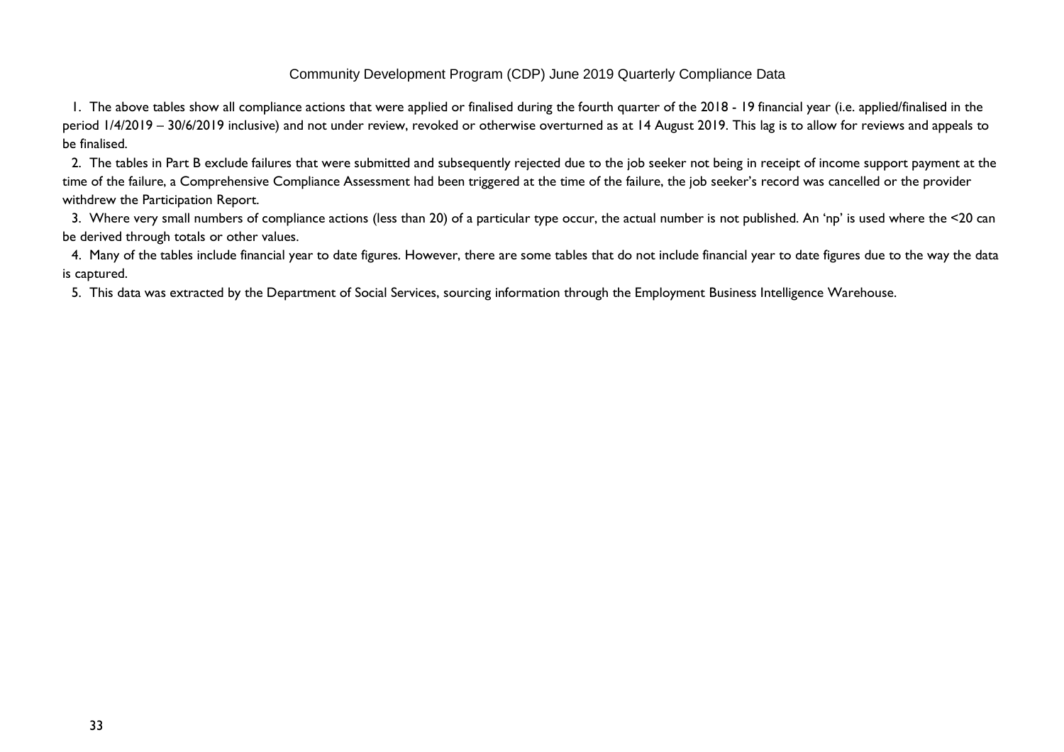Community Development Program (CDP) June 2019 Quarterly Compliance Data

1. The above tables show all compliance actions that were applied or finalised during the fourth quarter of the 2018 - 19 financial year (i.e. applied/finalised in the period 1/4/2019 – 30/6/2019 inclusive) and not under review, revoked or otherwise overturned as at 14 August 2019. This lag is to allow for reviews and appeals to be finalised.
2. The tables in Part B exclude failures that were submitted and subsequently rejected due to the job seeker not being in receipt of income support payment at the time of the failure, a Comprehensive Compliance Assessment had been triggered at the time of the failure, the job seeker's record was cancelled or the provider withdrew the Participation Report.
3. Where very small numbers of compliance actions (less than 20) of a particular type occur, the actual number is not published. An 'np' is used where the <20 can be derived through totals or other values.
4. Many of the tables include financial year to date figures. However, there are some tables that do not include financial year to date figures due to the way the data is captured.
5. This data was extracted by the Department of Social Services, sourcing information through the Employment Business Intelligence Warehouse.